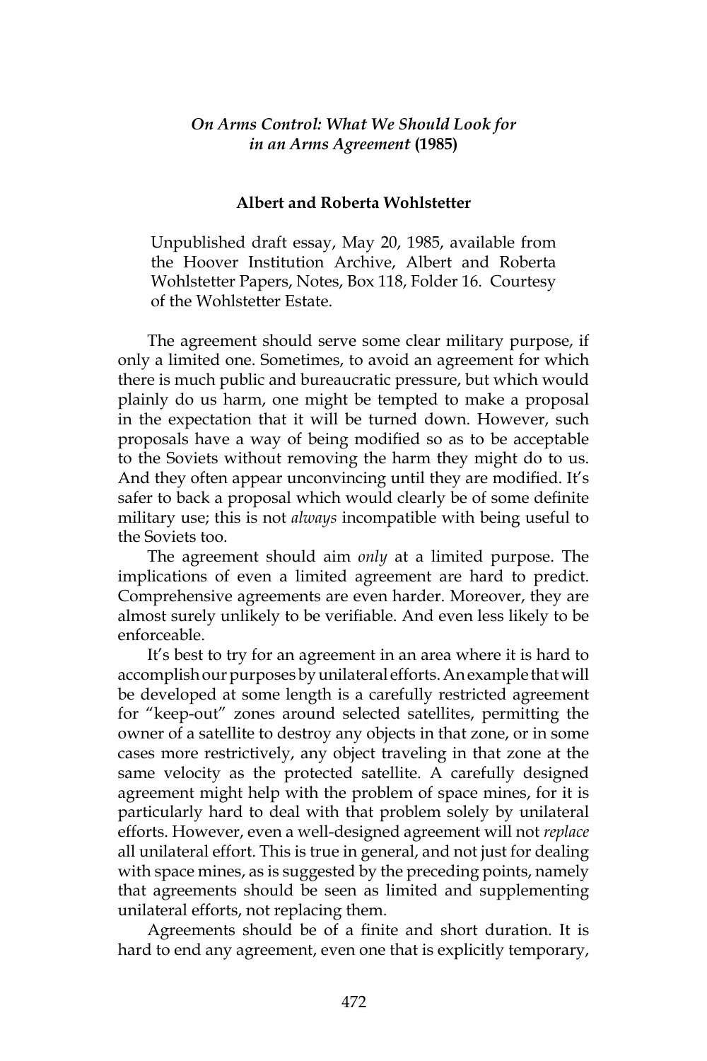## *On Arms Control: What We Should Look for in an Arms Agreement* (1985)

### Albert and Roberta Wohlstetter

Unpublished draft essay, May 20, 1985, available from the Hoover Institution Archive, Albert and Roberta Wohlstetter Papers, Notes, Box 118, Folder 16. Courtesy of the Wohlstetter Estate.

The agreement should serve some clear military purpose, if only a limited one. Sometimes, to avoid an agreement for which there is much public and bureaucratic pressure, but which would plainly do us harm, one might be tempted to make a proposal in the expectation that it will be turned down. However, such proposals have a way of being modified so as to be acceptable to the Soviets without removing the harm they might do to us. And they often appear unconvincing until they are modified. It's safer to back a proposal which would clearly be of some definite military use; this is not *always* incompatible with being useful to the Soviets too.

The agreement should aim *only* at a limited purpose. The implications of even a limited agreement are hard to predict. Comprehensive agreements are even harder. Moreover, they are almost surely unlikely to be verifiable. And even less likely to be enforceable.

It's best to try for an agreement in an area where it is hard to accomplish our purposes by unilateral efforts. An example that will be developed at some length is a carefully restricted agreement for "keep-out" zones around selected satellites, permitting the owner of a satellite to destroy any objects in that zone, or in some cases more restrictively, any object traveling in that zone at the same velocity as the protected satellite. A carefully designed agreement might help with the problem of space mines, for it is particularly hard to deal with that problem solely by unilateral efforts. However, even a well-designed agreement will not *replace* all unilateral effort. This is true in general, and not just for dealing with space mines, as is suggested by the preceding points, namely that agreements should be seen as limited and supplementing unilateral efforts, not replacing them.

Agreements should be of a finite and short duration. It is hard to end any agreement, even one that is explicitly temporary,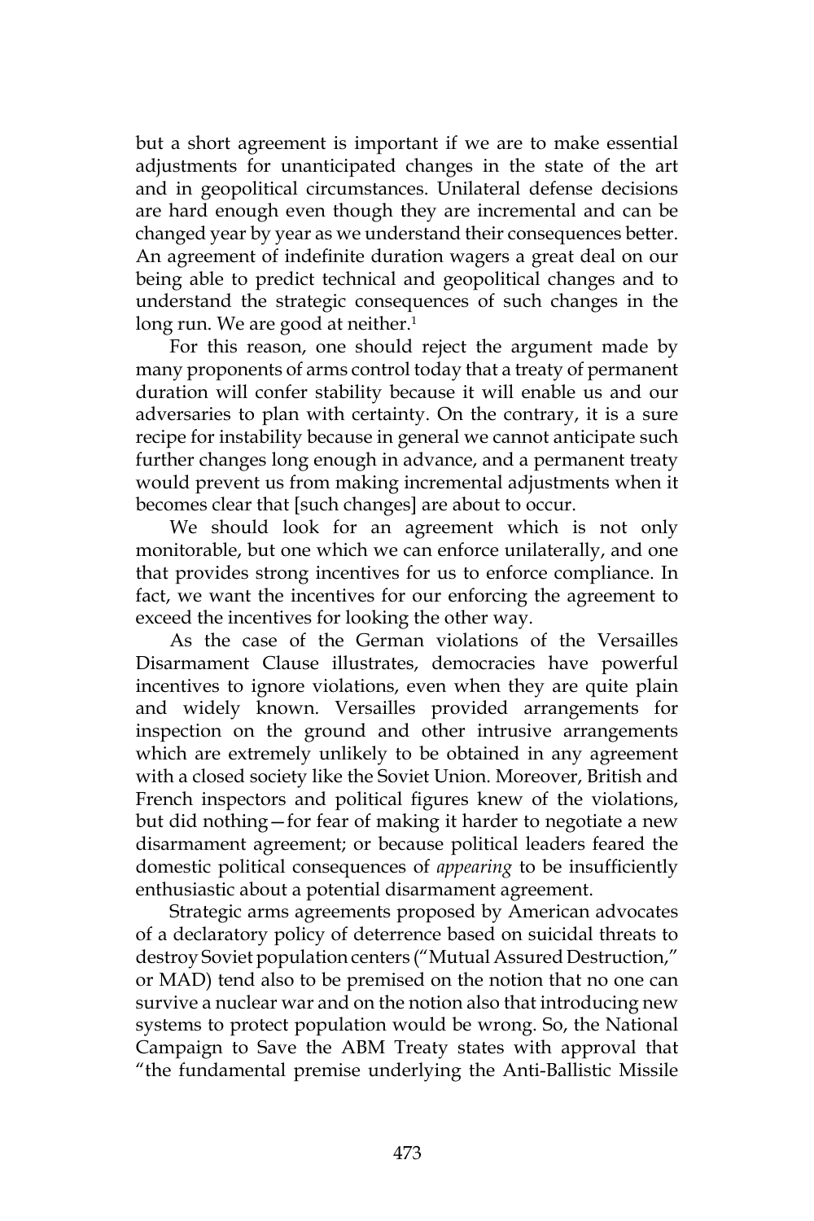but a short agreement is important if we are to make essential adjustments for unanticipated changes in the state of the art and in geopolitical circumstances. Unilateral defense decisions are hard enough even though they are incremental and can be changed year by year as we understand their consequences better. An agreement of indefinite duration wagers a great deal on our being able to predict technical and geopolitical changes and to understand the strategic consequences of such changes in the long run. We are good at neither.[1]

For this reason, one should reject the argument made by many proponents of arms control today that a treaty of permanent duration will confer stability because it will enable us and our adversaries to plan with certainty. On the contrary, it is a sure recipe for instability because in general we cannot anticipate such further changes long enough in advance, and a permanent treaty would prevent us from making incremental adjustments when it becomes clear that [such changes] are about to occur.

We should look for an agreement which is not only monitorable, but one which we can enforce unilaterally, and one that provides strong incentives for us to enforce compliance. In fact, we want the incentives for our enforcing the agreement to exceed the incentives for looking the other way.

As the case of the German violations of the Versailles Disarmament Clause illustrates, democracies have powerful incentives to ignore violations, even when they are quite plain and widely known. Versailles provided arrangements for inspection on the ground and other intrusive arrangements which are extremely unlikely to be obtained in any agreement with a closed society like the Soviet Union. Moreover, British and French inspectors and political figures knew of the violations, but did nothing—for fear of making it harder to negotiate a new disarmament agreement; or because political leaders feared the domestic political consequences of *appearing* to be insufficiently enthusiastic about a potential disarmament agreement.

Strategic arms agreements proposed by American advocates of a declaratory policy of deterrence based on suicidal threats to destroy Soviet population centers ("Mutual Assured Destruction," or MAD) tend also to be premised on the notion that no one can survive a nuclear war and on the notion also that introducing new systems to protect population would be wrong. So, the National Campaign to Save the ABM Treaty states with approval that "the fundamental premise underlying the Anti-Ballistic Missile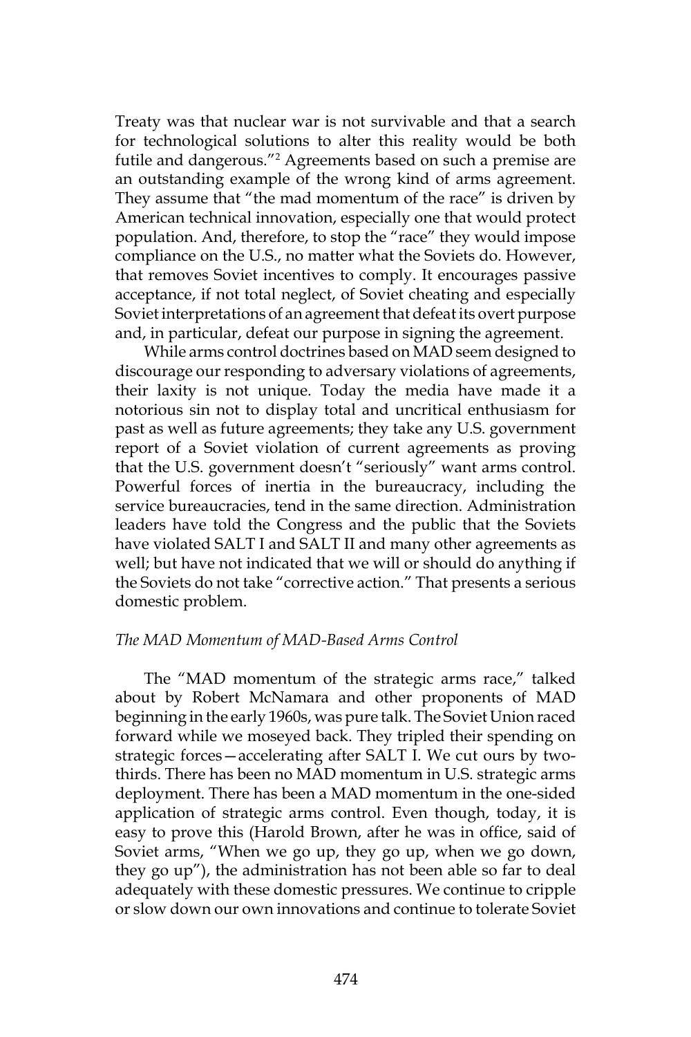Treaty was that nuclear war is not survivable and that a search for technological solutions to alter this reality would be both futile and dangerous."[2] Agreements based on such a premise are an outstanding example of the wrong kind of arms agreement. They assume that "the mad momentum of the race" is driven by American technical innovation, especially one that would protect population. And, therefore, to stop the "race" they would impose compliance on the U.S., no matter what the Soviets do. However, that removes Soviet incentives to comply. It encourages passive acceptance, if not total neglect, of Soviet cheating and especially Soviet interpretations of an agreement that defeat its overt purpose and, in particular, defeat our purpose in signing the agreement.

While arms control doctrines based on MAD seem designed to discourage our responding to adversary violations of agreements, their laxity is not unique. Today the media have made it a notorious sin not to display total and uncritical enthusiasm for past as well as future agreements; they take any U.S. government report of a Soviet violation of current agreements as proving that the U.S. government doesn't "seriously" want arms control. Powerful forces of inertia in the bureaucracy, including the service bureaucracies, tend in the same direction. Administration leaders have told the Congress and the public that the Soviets have violated SALT I and SALT II and many other agreements as well; but have not indicated that we will or should do anything if the Soviets do not take "corrective action." That presents a serious domestic problem.

### *The MAD Momentum of MAD-Based Arms Control*

The "MAD momentum of the strategic arms race," talked about by Robert McNamara and other proponents of MAD beginning in the early 1960s, was pure talk. The Soviet Union raced forward while we moseyed back. They tripled their spending on strategic forces—accelerating after SALT I. We cut ours by two-thirds. There has been no MAD momentum in U.S. strategic arms deployment. There has been a MAD momentum in the one-sided application of strategic arms control. Even though, today, it is easy to prove this (Harold Brown, after he was in office, said of Soviet arms, "When we go up, they go up, when we go down, they go up"), the administration has not been able so far to deal adequately with these domestic pressures. We continue to cripple or slow down our own innovations and continue to tolerate Soviet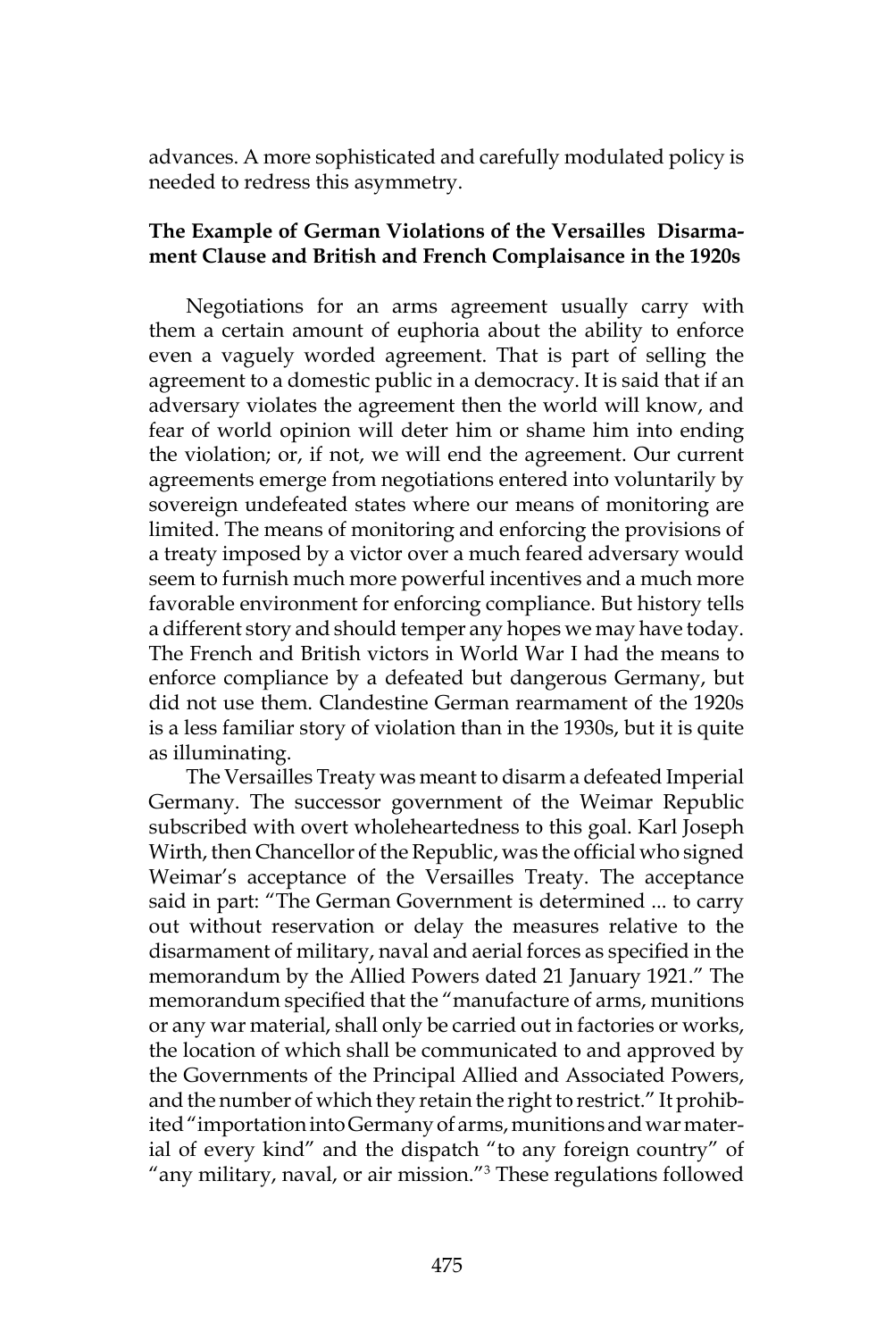advances. A more sophisticated and carefully modulated policy is needed to redress this asymmetry.

### The Example of German Violations of the Versailles Disarmament Clause and British and French Complaisance in the 1920s

Negotiations for an arms agreement usually carry with them a certain amount of euphoria about the ability to enforce even a vaguely worded agreement. That is part of selling the agreement to a domestic public in a democracy. It is said that if an adversary violates the agreement then the world will know, and fear of world opinion will deter him or shame him into ending the violation; or, if not, we will end the agreement. Our current agreements emerge from negotiations entered into voluntarily by sovereign undefeated states where our means of monitoring are limited. The means of monitoring and enforcing the provisions of a treaty imposed by a victor over a much feared adversary would seem to furnish much more powerful incentives and a much more favorable environment for enforcing compliance. But history tells a different story and should temper any hopes we may have today. The French and British victors in World War I had the means to enforce compliance by a defeated but dangerous Germany, but did not use them. Clandestine German rearmament of the 1920s is a less familiar story of violation than in the 1930s, but it is quite as illuminating.

The Versailles Treaty was meant to disarm a defeated Imperial Germany. The successor government of the Weimar Republic subscribed with overt wholeheartedness to this goal. Karl Joseph Wirth, then Chancellor of the Republic, was the official who signed Weimar's acceptance of the Versailles Treaty. The acceptance said in part: "The German Government is determined ... to carry out without reservation or delay the measures relative to the disarmament of military, naval and aerial forces as specified in the memorandum by the Allied Powers dated 21 January 1921." The memorandum specified that the "manufacture of arms, munitions or any war material, shall only be carried out in factories or works, the location of which shall be communicated to and approved by the Governments of the Principal Allied and Associated Powers, and the number of which they retain the right to restrict." It prohibited "importation into Germany of arms, munitions and war material of every kind" and the dispatch "to any foreign country" of "any military, naval, or air mission."[3] These regulations followed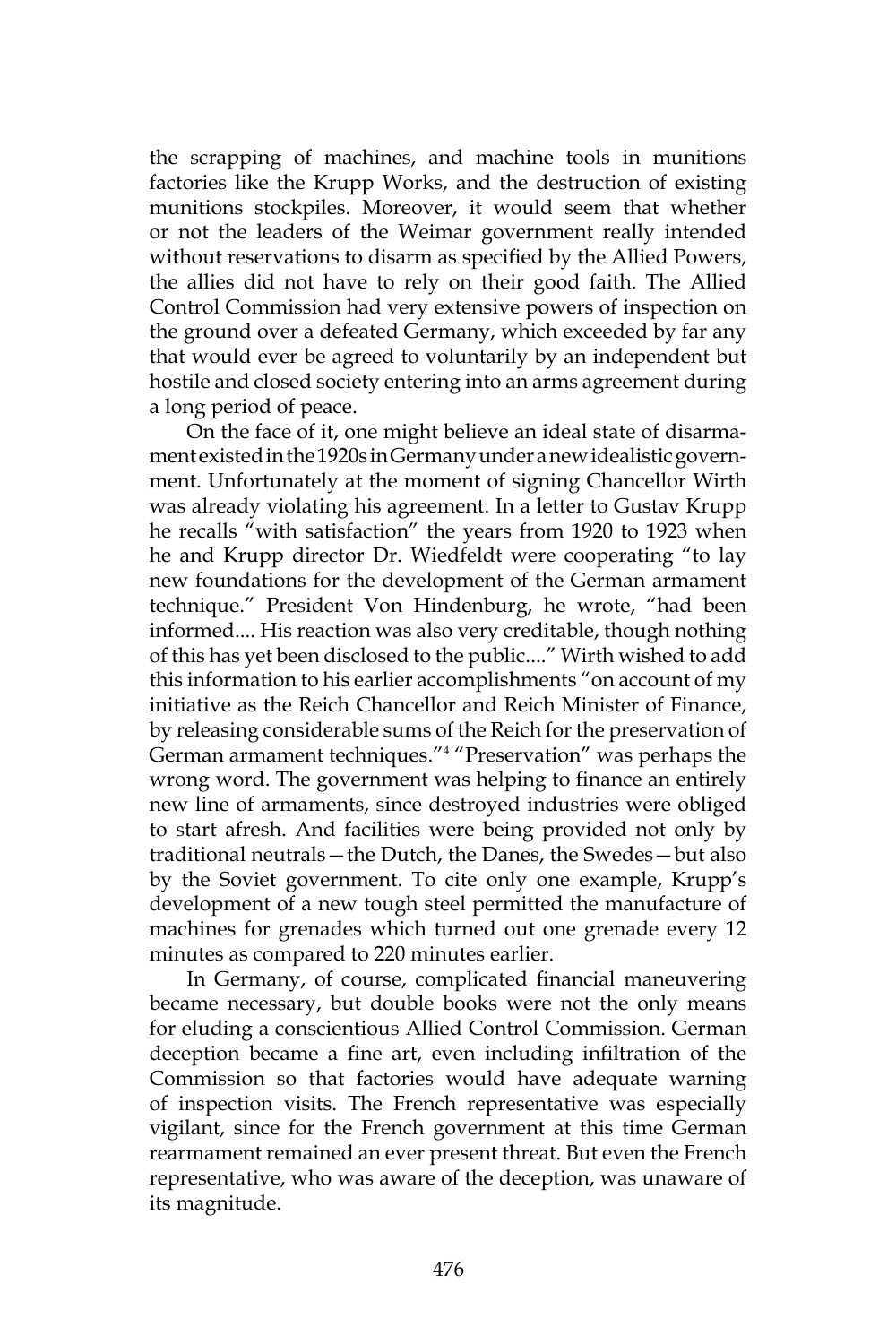the scrapping of machines, and machine tools in munitions factories like the Krupp Works, and the destruction of existing munitions stockpiles. Moreover, it would seem that whether or not the leaders of the Weimar government really intended without reservations to disarm as specified by the Allied Powers, the allies did not have to rely on their good faith. The Allied Control Commission had very extensive powers of inspection on the ground over a defeated Germany, which exceeded by far any that would ever be agreed to voluntarily by an independent but hostile and closed society entering into an arms agreement during a long period of peace.

On the face of it, one might believe an ideal state of disarmament existed in the 1920s in Germany under a new idealistic government. Unfortunately at the moment of signing Chancellor Wirth was already violating his agreement. In a letter to Gustav Krupp he recalls "with satisfaction" the years from 1920 to 1923 when he and Krupp director Dr. Wiedfeldt were cooperating "to lay new foundations for the development of the German armament technique." President Von Hindenburg, he wrote, "had been informed.... His reaction was also very creditable, though nothing of this has yet been disclosed to the public...." Wirth wished to add this information to his earlier accomplishments "on account of my initiative as the Reich Chancellor and Reich Minister of Finance, by releasing considerable sums of the Reich for the preservation of German armament techniques."[4] "Preservation" was perhaps the wrong word. The government was helping to finance an entirely new line of armaments, since destroyed industries were obliged to start afresh. And facilities were being provided not only by traditional neutrals—the Dutch, the Danes, the Swedes—but also by the Soviet government. To cite only one example, Krupp's development of a new tough steel permitted the manufacture of machines for grenades which turned out one grenade every 12 minutes as compared to 220 minutes earlier.

In Germany, of course, complicated financial maneuvering became necessary, but double books were not the only means for eluding a conscientious Allied Control Commission. German deception became a fine art, even including infiltration of the Commission so that factories would have adequate warning of inspection visits. The French representative was especially vigilant, since for the French government at this time German rearmament remained an ever present threat. But even the French representative, who was aware of the deception, was unaware of its magnitude.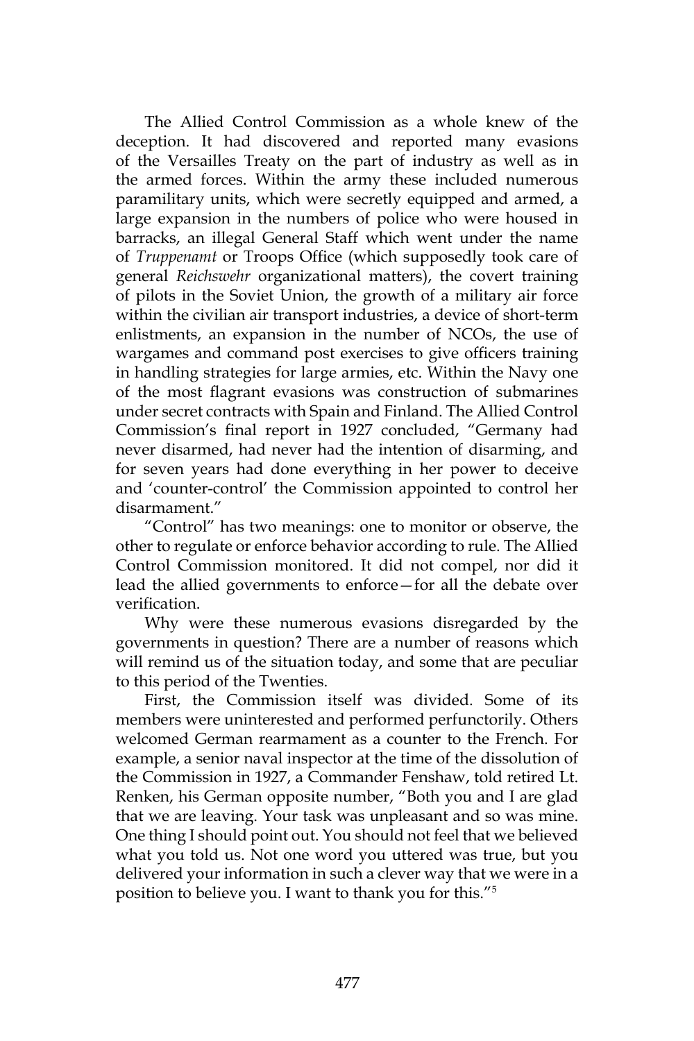The Allied Control Commission as a whole knew of the deception. It had discovered and reported many evasions of the Versailles Treaty on the part of industry as well as in the armed forces. Within the army these included numerous paramilitary units, which were secretly equipped and armed, a large expansion in the numbers of police who were housed in barracks, an illegal General Staff which went under the name of *Truppenamt* or Troops Office (which supposedly took care of general *Reichswehr* organizational matters), the covert training of pilots in the Soviet Union, the growth of a military air force within the civilian air transport industries, a device of short-term enlistments, an expansion in the number of NCOs, the use of wargames and command post exercises to give officers training in handling strategies for large armies, etc. Within the Navy one of the most flagrant evasions was construction of submarines under secret contracts with Spain and Finland. The Allied Control Commission's final report in 1927 concluded, "Germany had never disarmed, had never had the intention of disarming, and for seven years had done everything in her power to deceive and 'counter-control' the Commission appointed to control her disarmament."

"Control" has two meanings: one to monitor or observe, the other to regulate or enforce behavior according to rule. The Allied Control Commission monitored. It did not compel, nor did it lead the allied governments to enforce—for all the debate over verification.

Why were these numerous evasions disregarded by the governments in question? There are a number of reasons which will remind us of the situation today, and some that are peculiar to this period of the Twenties.

First, the Commission itself was divided. Some of its members were uninterested and performed perfunctorily. Others welcomed German rearmament as a counter to the French. For example, a senior naval inspector at the time of the dissolution of the Commission in 1927, a Commander Fenshaw, told retired Lt. Renken, his German opposite number, "Both you and I are glad that we are leaving. Your task was unpleasant and so was mine. One thing I should point out. You should not feel that we believed what you told us. Not one word you uttered was true, but you delivered your information in such a clever way that we were in a position to believe you. I want to thank you for this."[5]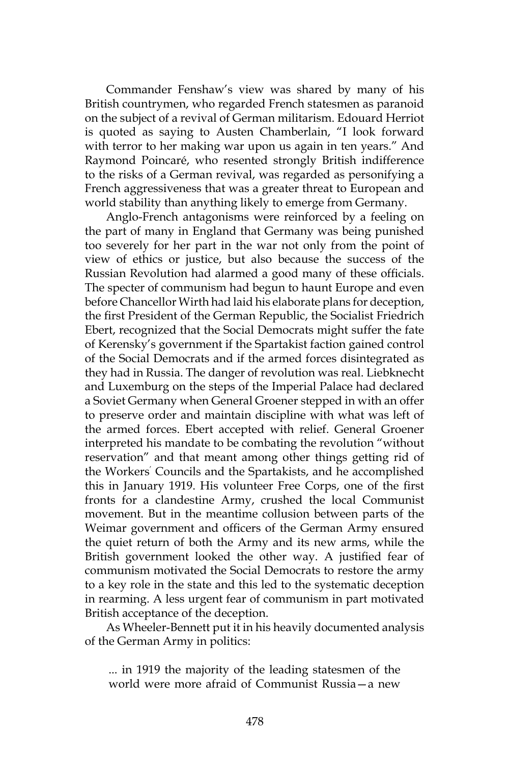Commander Fenshaw's view was shared by many of his British countrymen, who regarded French statesmen as paranoid on the subject of a revival of German militarism. Edouard Herriot is quoted as saying to Austen Chamberlain, "I look forward with terror to her making war upon us again in ten years." And Raymond Poincaré, who resented strongly British indifference to the risks of a German revival, was regarded as personifying a French aggressiveness that was a greater threat to European and world stability than anything likely to emerge from Germany.

Anglo-French antagonisms were reinforced by a feeling on the part of many in England that Germany was being punished too severely for her part in the war not only from the point of view of ethics or justice, but also because the success of the Russian Revolution had alarmed a good many of these officials. The specter of communism had begun to haunt Europe and even before Chancellor Wirth had laid his elaborate plans for deception, the first President of the German Republic, the Socialist Friedrich Ebert, recognized that the Social Democrats might suffer the fate of Kerensky's government if the Spartakist faction gained control of the Social Democrats and if the armed forces disintegrated as they had in Russia. The danger of revolution was real. Liebknecht and Luxemburg on the steps of the Imperial Palace had declared a Soviet Germany when General Groener stepped in with an offer to preserve order and maintain discipline with what was left of the armed forces. Ebert accepted with relief. General Groener interpreted his mandate to be combating the revolution "without reservation" and that meant among other things getting rid of the Workers' Councils and the Spartakists, and he accomplished this in January 1919. His volunteer Free Corps, one of the first fronts for a clandestine Army, crushed the local Communist movement. But in the meantime collusion between parts of the Weimar government and officers of the German Army ensured the quiet return of both the Army and its new arms, while the British government looked the other way. A justified fear of communism motivated the Social Democrats to restore the army to a key role in the state and this led to the systematic deception in rearming. A less urgent fear of communism in part motivated British acceptance of the deception.

As Wheeler-Bennett put it in his heavily documented analysis of the German Army in politics:

> ... in 1919 the majority of the leading statesmen of the world were more afraid of Communist Russia—a new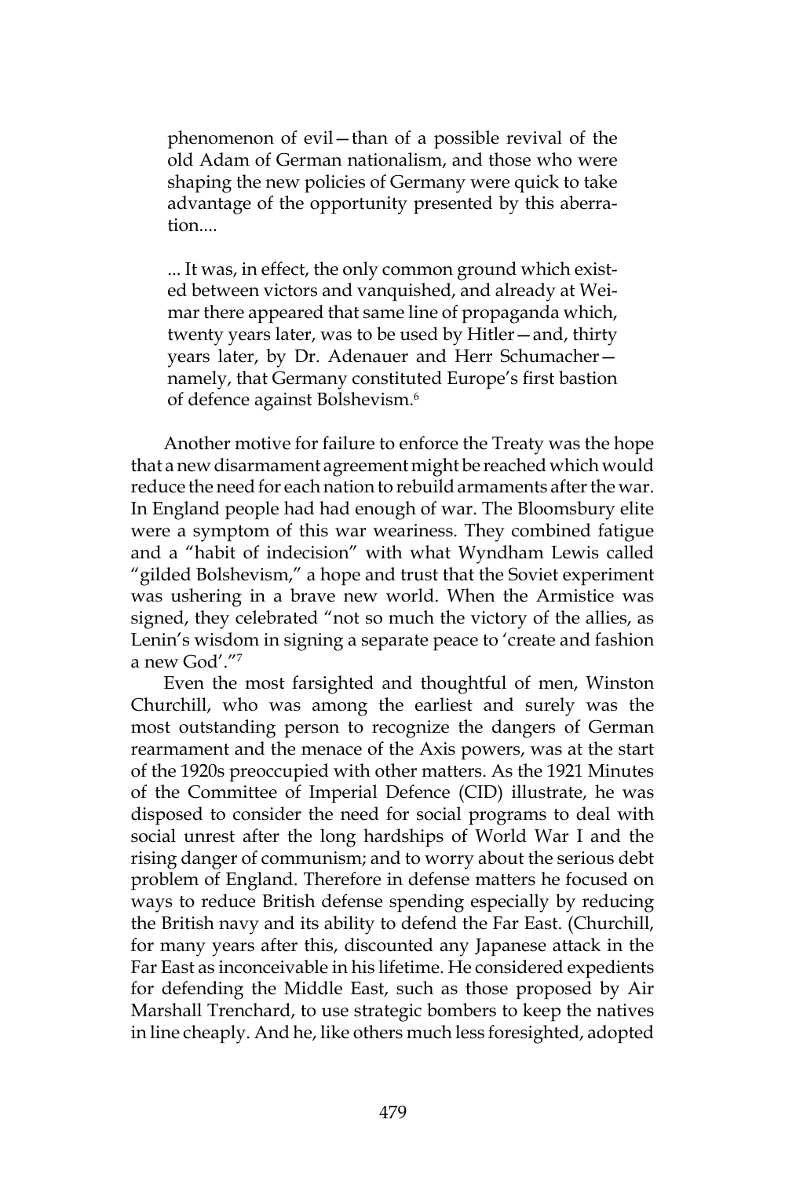> phenomenon of evil—than of a possible revival of the old Adam of German nationalism, and those who were shaping the new policies of Germany were quick to take advantage of the opportunity presented by this aberration....
>
> ... It was, in effect, the only common ground which existed between victors and vanquished, and already at Weimar there appeared that same line of propaganda which, twenty years later, was to be used by Hitler—and, thirty years later, by Dr. Adenauer and Herr Schumacher—namely, that Germany constituted Europe's first bastion of defence against Bolshevism.[6]

Another motive for failure to enforce the Treaty was the hope that a new disarmament agreement might be reached which would reduce the need for each nation to rebuild armaments after the war. In England people had had enough of war. The Bloomsbury elite were a symptom of this war weariness. They combined fatigue and a "habit of indecision" with what Wyndham Lewis called "gilded Bolshevism," a hope and trust that the Soviet experiment was ushering in a brave new world. When the Armistice was signed, they celebrated "not so much the victory of the allies, as Lenin's wisdom in signing a separate peace to 'create and fashion a new God'."[7]

Even the most farsighted and thoughtful of men, Winston Churchill, who was among the earliest and surely was the most outstanding person to recognize the dangers of German rearmament and the menace of the Axis powers, was at the start of the 1920s preoccupied with other matters. As the 1921 Minutes of the Committee of Imperial Defence (CID) illustrate, he was disposed to consider the need for social programs to deal with social unrest after the long hardships of World War I and the rising danger of communism; and to worry about the serious debt problem of England. Therefore in defense matters he focused on ways to reduce British defense spending especially by reducing the British navy and its ability to defend the Far East. (Churchill, for many years after this, discounted any Japanese attack in the Far East as inconceivable in his lifetime. He considered expedients for defending the Middle East, such as those proposed by Air Marshall Trenchard, to use strategic bombers to keep the natives in line cheaply. And he, like others much less foresighted, adopted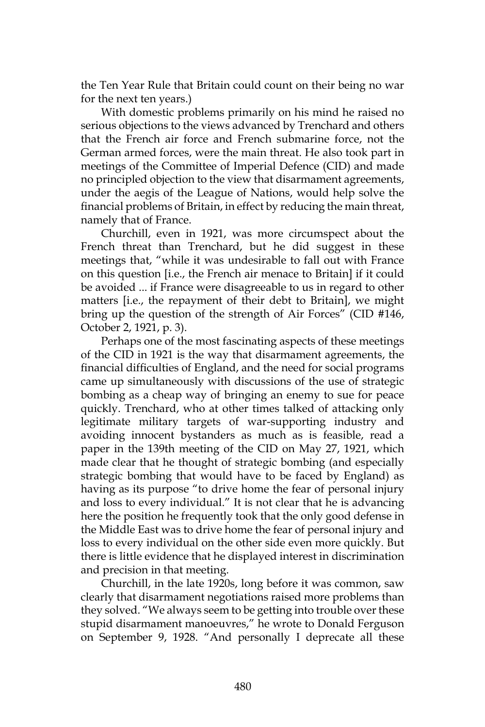the Ten Year Rule that Britain could count on their being no war for the next ten years.)

With domestic problems primarily on his mind he raised no serious objections to the views advanced by Trenchard and others that the French air force and French submarine force, not the German armed forces, were the main threat. He also took part in meetings of the Committee of Imperial Defence (CID) and made no principled objection to the view that disarmament agreements, under the aegis of the League of Nations, would help solve the financial problems of Britain, in effect by reducing the main threat, namely that of France.

Churchill, even in 1921, was more circumspect about the French threat than Trenchard, but he did suggest in these meetings that, "while it was undesirable to fall out with France on this question [i.e., the French air menace to Britain] if it could be avoided ... if France were disagreeable to us in regard to other matters [i.e., the repayment of their debt to Britain], we might bring up the question of the strength of Air Forces" (CID #146, October 2, 1921, p. 3).

Perhaps one of the most fascinating aspects of these meetings of the CID in 1921 is the way that disarmament agreements, the financial difficulties of England, and the need for social programs came up simultaneously with discussions of the use of strategic bombing as a cheap way of bringing an enemy to sue for peace quickly. Trenchard, who at other times talked of attacking only legitimate military targets of war-supporting industry and avoiding innocent bystanders as much as is feasible, read a paper in the 139th meeting of the CID on May 27, 1921, which made clear that he thought of strategic bombing (and especially strategic bombing that would have to be faced by England) as having as its purpose "to drive home the fear of personal injury and loss to every individual." It is not clear that he is advancing here the position he frequently took that the only good defense in the Middle East was to drive home the fear of personal injury and loss to every individual on the other side even more quickly. But there is little evidence that he displayed interest in discrimination and precision in that meeting.

Churchill, in the late 1920s, long before it was common, saw clearly that disarmament negotiations raised more problems than they solved. "We always seem to be getting into trouble over these stupid disarmament manoeuvres," he wrote to Donald Ferguson on September 9, 1928. "And personally I deprecate all these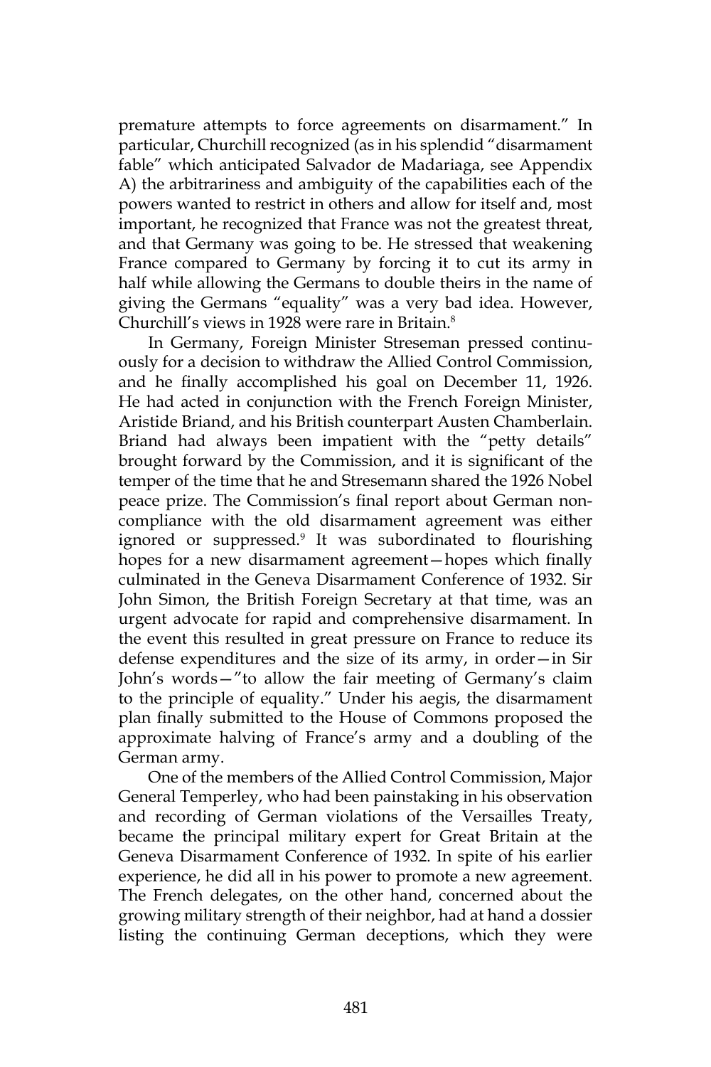premature attempts to force agreements on disarmament." In particular, Churchill recognized (as in his splendid "disarmament fable" which anticipated Salvador de Madariaga, see Appendix A) the arbitrariness and ambiguity of the capabilities each of the powers wanted to restrict in others and allow for itself and, most important, he recognized that France was not the greatest threat, and that Germany was going to be. He stressed that weakening France compared to Germany by forcing it to cut its army in half while allowing the Germans to double theirs in the name of giving the Germans "equality" was a very bad idea. However, Churchill's views in 1928 were rare in Britain.[8]

In Germany, Foreign Minister Streseman pressed continuously for a decision to withdraw the Allied Control Commission, and he finally accomplished his goal on December 11, 1926. He had acted in conjunction with the French Foreign Minister, Aristide Briand, and his British counterpart Austen Chamberlain. Briand had always been impatient with the "petty details" brought forward by the Commission, and it is significant of the temper of the time that he and Stresemann shared the 1926 Nobel peace prize. The Commission's final report about German non-compliance with the old disarmament agreement was either ignored or suppressed.[9] It was subordinated to flourishing hopes for a new disarmament agreement—hopes which finally culminated in the Geneva Disarmament Conference of 1932. Sir John Simon, the British Foreign Secretary at that time, was an urgent advocate for rapid and comprehensive disarmament. In the event this resulted in great pressure on France to reduce its defense expenditures and the size of its army, in order—in Sir John's words—"to allow the fair meeting of Germany's claim to the principle of equality." Under his aegis, the disarmament plan finally submitted to the House of Commons proposed the approximate halving of France's army and a doubling of the German army.

One of the members of the Allied Control Commission, Major General Temperley, who had been painstaking in his observation and recording of German violations of the Versailles Treaty, became the principal military expert for Great Britain at the Geneva Disarmament Conference of 1932. In spite of his earlier experience, he did all in his power to promote a new agreement. The French delegates, on the other hand, concerned about the growing military strength of their neighbor, had at hand a dossier listing the continuing German deceptions, which they were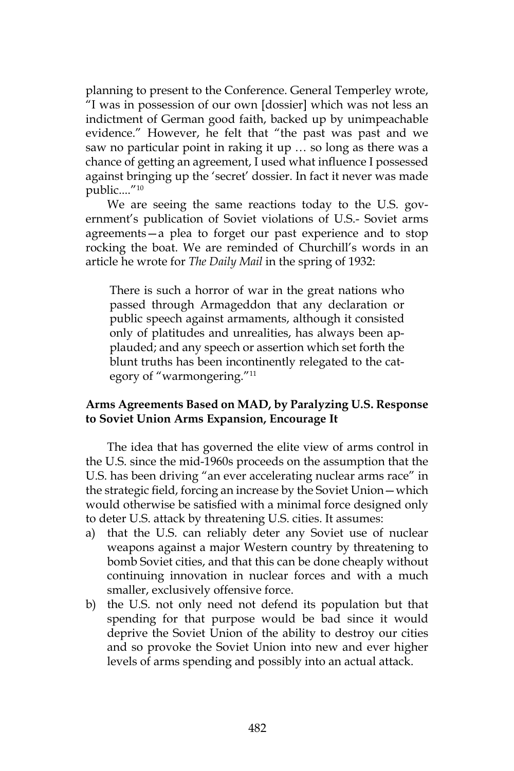planning to present to the Conference. General Temperley wrote, "I was in possession of our own [dossier] which was not less an indictment of German good faith, backed up by unimpeachable evidence." However, he felt that "the past was past and we saw no particular point in raking it up … so long as there was a chance of getting an agreement, I used what influence I possessed against bringing up the 'secret' dossier. In fact it never was made public...."[10]

We are seeing the same reactions today to the U.S. government's publication of Soviet violations of U.S.- Soviet arms agreements—a plea to forget our past experience and to stop rocking the boat. We are reminded of Churchill's words in an article he wrote for *The Daily Mail* in the spring of 1932:

> There is such a horror of war in the great nations who passed through Armageddon that any declaration or public speech against armaments, although it consisted only of platitudes and unrealities, has always been applauded; and any speech or assertion which set forth the blunt truths has been incontinently relegated to the category of "warmongering."[11]

### Arms Agreements Based on MAD, by Paralyzing U.S. Response to Soviet Union Arms Expansion, Encourage It

The idea that has governed the elite view of arms control in the U.S. since the mid-1960s proceeds on the assumption that the U.S. has been driving "an ever accelerating nuclear arms race" in the strategic field, forcing an increase by the Soviet Union—which would otherwise be satisfied with a minimal force designed only to deter U.S. attack by threatening U.S. cities. It assumes:

a) that the U.S. can reliably deter any Soviet use of nuclear weapons against a major Western country by threatening to bomb Soviet cities, and that this can be done cheaply without continuing innovation in nuclear forces and with a much smaller, exclusively offensive force.
b) the U.S. not only need not defend its population but that spending for that purpose would be bad since it would deprive the Soviet Union of the ability to destroy our cities and so provoke the Soviet Union into new and ever higher levels of arms spending and possibly into an actual attack.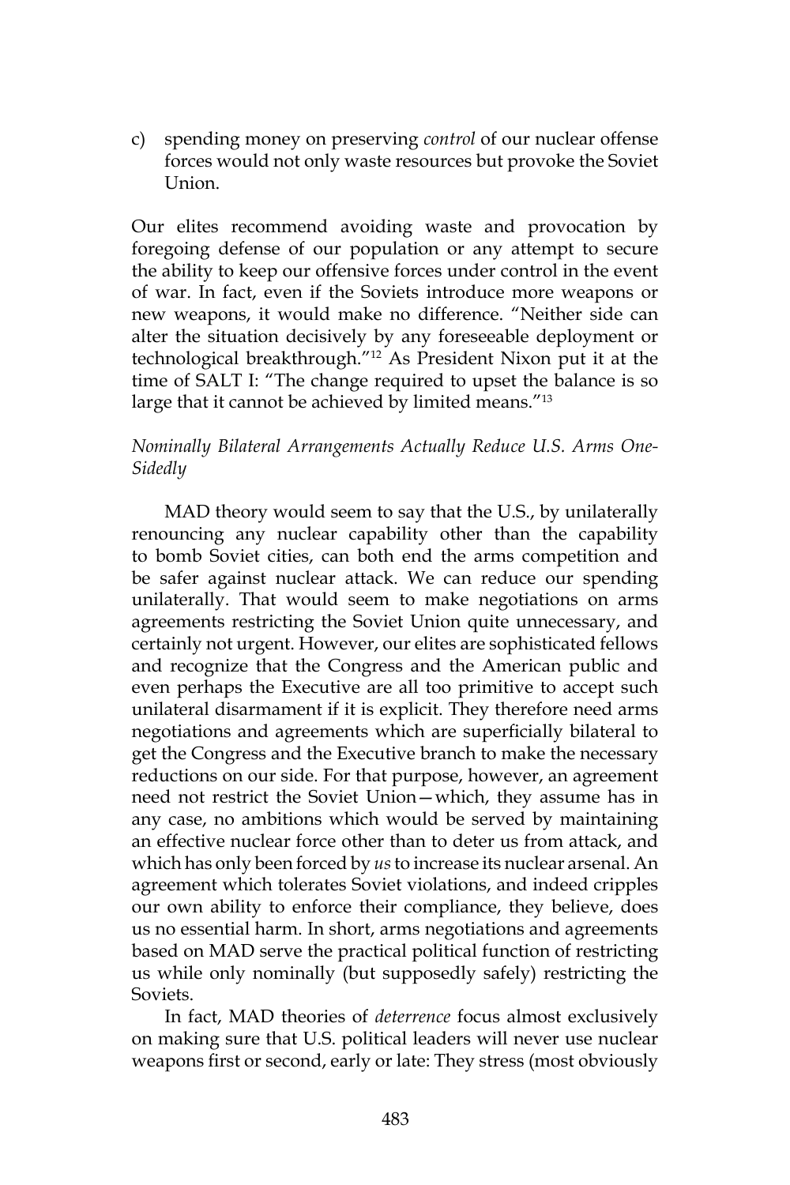c) spending money on preserving *control* of our nuclear offense forces would not only waste resources but provoke the Soviet Union.

Our elites recommend avoiding waste and provocation by foregoing defense of our population or any attempt to secure the ability to keep our offensive forces under control in the event of war. In fact, even if the Soviets introduce more weapons or new weapons, it would make no difference. "Neither side can alter the situation decisively by any foreseeable deployment or technological breakthrough."[12] As President Nixon put it at the time of SALT I: "The change required to upset the balance is so large that it cannot be achieved by limited means."[13]

### *Nominally Bilateral Arrangements Actually Reduce U.S. Arms One-Sidedly*

MAD theory would seem to say that the U.S., by unilaterally renouncing any nuclear capability other than the capability to bomb Soviet cities, can both end the arms competition and be safer against nuclear attack. We can reduce our spending unilaterally. That would seem to make negotiations on arms agreements restricting the Soviet Union quite unnecessary, and certainly not urgent. However, our elites are sophisticated fellows and recognize that the Congress and the American public and even perhaps the Executive are all too primitive to accept such unilateral disarmament if it is explicit. They therefore need arms negotiations and agreements which are superficially bilateral to get the Congress and the Executive branch to make the necessary reductions on our side. For that purpose, however, an agreement need not restrict the Soviet Union—which, they assume has in any case, no ambitions which would be served by maintaining an effective nuclear force other than to deter us from attack, and which has only been forced by *us* to increase its nuclear arsenal. An agreement which tolerates Soviet violations, and indeed cripples our own ability to enforce their compliance, they believe, does us no essential harm. In short, arms negotiations and agreements based on MAD serve the practical political function of restricting us while only nominally (but supposedly safely) restricting the Soviets.

In fact, MAD theories of *deterrence* focus almost exclusively on making sure that U.S. political leaders will never use nuclear weapons first or second, early or late: They stress (most obviously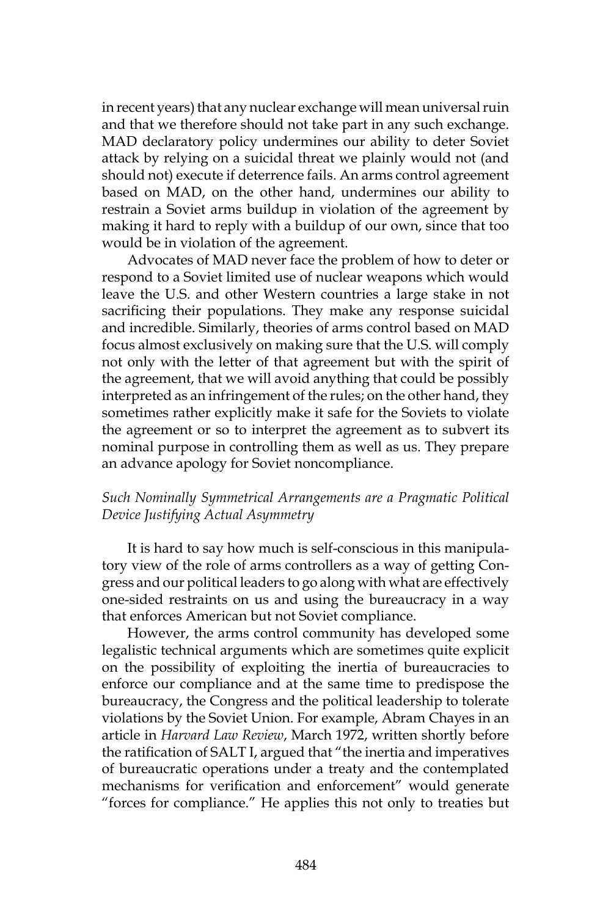in recent years) that any nuclear exchange will mean universal ruin and that we therefore should not take part in any such exchange. MAD declaratory policy undermines our ability to deter Soviet attack by relying on a suicidal threat we plainly would not (and should not) execute if deterrence fails. An arms control agreement based on MAD, on the other hand, undermines our ability to restrain a Soviet arms buildup in violation of the agreement by making it hard to reply with a buildup of our own, since that too would be in violation of the agreement.

Advocates of MAD never face the problem of how to deter or respond to a Soviet limited use of nuclear weapons which would leave the U.S. and other Western countries a large stake in not sacrificing their populations. They make any response suicidal and incredible. Similarly, theories of arms control based on MAD focus almost exclusively on making sure that the U.S. will comply not only with the letter of that agreement but with the spirit of the agreement, that we will avoid anything that could be possibly interpreted as an infringement of the rules; on the other hand, they sometimes rather explicitly make it safe for the Soviets to violate the agreement or so to interpret the agreement as to subvert its nominal purpose in controlling them as well as us. They prepare an advance apology for Soviet noncompliance.

*Such Nominally Symmetrical Arrangements are a Pragmatic Political Device Justifying Actual Asymmetry*

It is hard to say how much is self-conscious in this manipulatory view of the role of arms controllers as a way of getting Congress and our political leaders to go along with what are effectively one-sided restraints on us and using the bureaucracy in a way that enforces American but not Soviet compliance.

However, the arms control community has developed some legalistic technical arguments which are sometimes quite explicit on the possibility of exploiting the inertia of bureaucracies to enforce our compliance and at the same time to predispose the bureaucracy, the Congress and the political leadership to tolerate violations by the Soviet Union. For example, Abram Chayes in an article in *Harvard Law Review*, March 1972, written shortly before the ratification of SALT I, argued that "the inertia and imperatives of bureaucratic operations under a treaty and the contemplated mechanisms for verification and enforcement" would generate "forces for compliance." He applies this not only to treaties but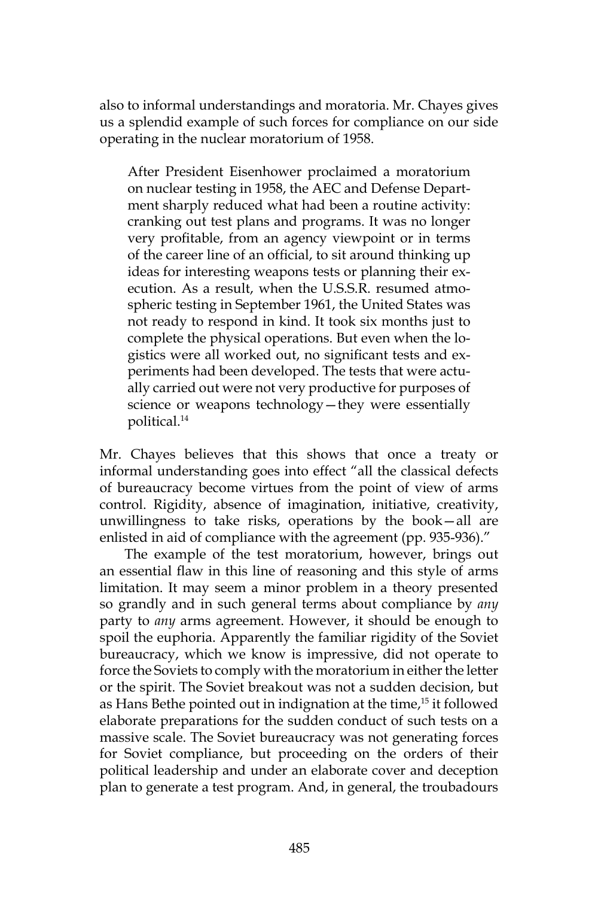also to informal understandings and moratoria. Mr. Chayes gives us a splendid example of such forces for compliance on our side operating in the nuclear moratorium of 1958.

> After President Eisenhower proclaimed a moratorium on nuclear testing in 1958, the AEC and Defense Department sharply reduced what had been a routine activity: cranking out test plans and programs. It was no longer very profitable, from an agency viewpoint or in terms of the career line of an official, to sit around thinking up ideas for interesting weapons tests or planning their execution. As a result, when the U.S.S.R. resumed atmospheric testing in September 1961, the United States was not ready to respond in kind. It took six months just to complete the physical operations. But even when the logistics were all worked out, no significant tests and experiments had been developed. The tests that were actually carried out were not very productive for purposes of science or weapons technology—they were essentially political.[14]

Mr. Chayes believes that this shows that once a treaty or informal understanding goes into effect "all the classical defects of bureaucracy become virtues from the point of view of arms control. Rigidity, absence of imagination, initiative, creativity, unwillingness to take risks, operations by the book—all are enlisted in aid of compliance with the agreement (pp. 935-936)."

The example of the test moratorium, however, brings out an essential flaw in this line of reasoning and this style of arms limitation. It may seem a minor problem in a theory presented so grandly and in such general terms about compliance by *any* party to *any* arms agreement. However, it should be enough to spoil the euphoria. Apparently the familiar rigidity of the Soviet bureaucracy, which we know is impressive, did not operate to force the Soviets to comply with the moratorium in either the letter or the spirit. The Soviet breakout was not a sudden decision, but as Hans Bethe pointed out in indignation at the time,[15] it followed elaborate preparations for the sudden conduct of such tests on a massive scale. The Soviet bureaucracy was not generating forces for Soviet compliance, but proceeding on the orders of their political leadership and under an elaborate cover and deception plan to generate a test program. And, in general, the troubadours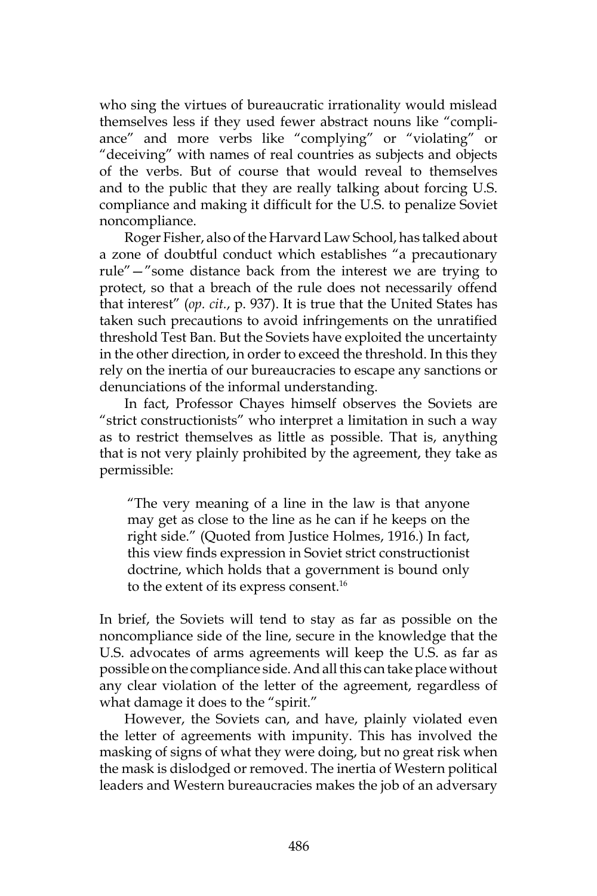who sing the virtues of bureaucratic irrationality would mislead themselves less if they used fewer abstract nouns like "compliance" and more verbs like "complying" or "violating" or "deceiving" with names of real countries as subjects and objects of the verbs. But of course that would reveal to themselves and to the public that they are really talking about forcing U.S. compliance and making it difficult for the U.S. to penalize Soviet noncompliance.

Roger Fisher, also of the Harvard Law School, has talked about a zone of doubtful conduct which establishes "a precautionary rule"—"some distance back from the interest we are trying to protect, so that a breach of the rule does not necessarily offend that interest" (*op. cit.*, p. 937). It is true that the United States has taken such precautions to avoid infringements on the unratified threshold Test Ban. But the Soviets have exploited the uncertainty in the other direction, in order to exceed the threshold. In this they rely on the inertia of our bureaucracies to escape any sanctions or denunciations of the informal understanding.

In fact, Professor Chayes himself observes the Soviets are "strict constructionists" who interpret a limitation in such a way as to restrict themselves as little as possible. That is, anything that is not very plainly prohibited by the agreement, they take as permissible:

> "The very meaning of a line in the law is that anyone may get as close to the line as he can if he keeps on the right side." (Quoted from Justice Holmes, 1916.) In fact, this view finds expression in Soviet strict constructionist doctrine, which holds that a government is bound only to the extent of its express consent.[16]

In brief, the Soviets will tend to stay as far as possible on the noncompliance side of the line, secure in the knowledge that the U.S. advocates of arms agreements will keep the U.S. as far as possible on the compliance side. And all this can take place without any clear violation of the letter of the agreement, regardless of what damage it does to the "spirit."

However, the Soviets can, and have, plainly violated even the letter of agreements with impunity. This has involved the masking of signs of what they were doing, but no great risk when the mask is dislodged or removed. The inertia of Western political leaders and Western bureaucracies makes the job of an adversary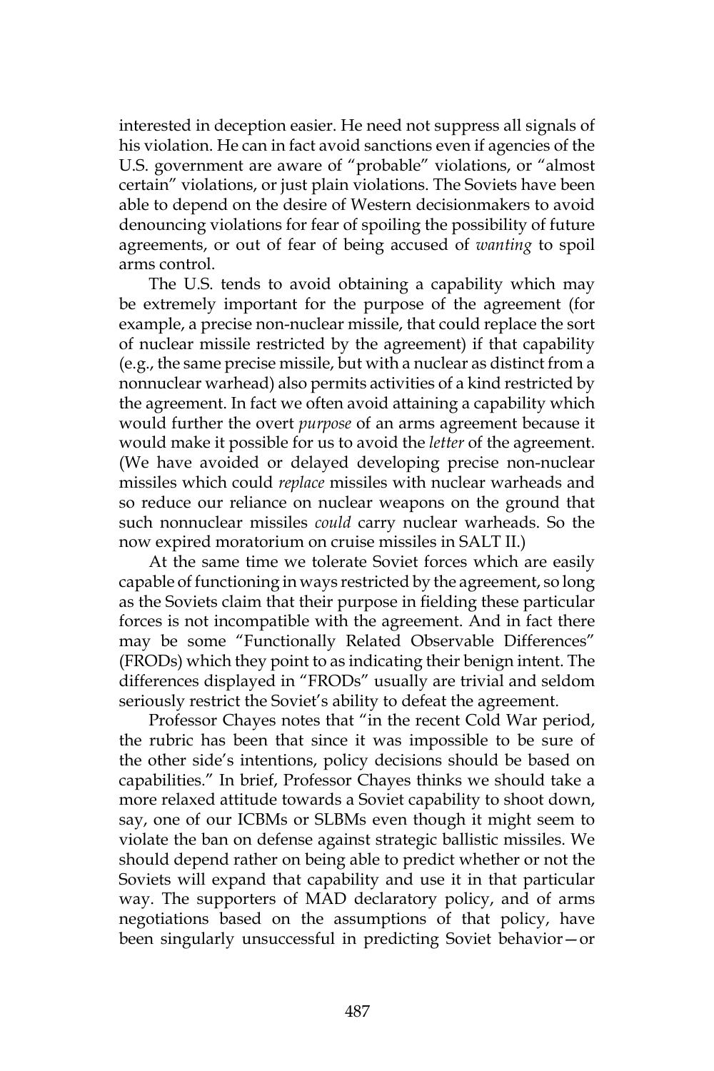interested in deception easier. He need not suppress all signals of his violation. He can in fact avoid sanctions even if agencies of the U.S. government are aware of "probable" violations, or "almost certain" violations, or just plain violations. The Soviets have been able to depend on the desire of Western decisionmakers to avoid denouncing violations for fear of spoiling the possibility of future agreements, or out of fear of being accused of *wanting* to spoil arms control.

The U.S. tends to avoid obtaining a capability which may be extremely important for the purpose of the agreement (for example, a precise non-nuclear missile, that could replace the sort of nuclear missile restricted by the agreement) if that capability (e.g., the same precise missile, but with a nuclear as distinct from a nonnuclear warhead) also permits activities of a kind restricted by the agreement. In fact we often avoid attaining a capability which would further the overt *purpose* of an arms agreement because it would make it possible for us to avoid the *letter* of the agreement. (We have avoided or delayed developing precise non-nuclear missiles which could *replace* missiles with nuclear warheads and so reduce our reliance on nuclear weapons on the ground that such nonnuclear missiles *could* carry nuclear warheads. So the now expired moratorium on cruise missiles in SALT II.)

At the same time we tolerate Soviet forces which are easily capable of functioning in ways restricted by the agreement, so long as the Soviets claim that their purpose in fielding these particular forces is not incompatible with the agreement. And in fact there may be some "Functionally Related Observable Differences" (FRODs) which they point to as indicating their benign intent. The differences displayed in "FRODs" usually are trivial and seldom seriously restrict the Soviet's ability to defeat the agreement.

Professor Chayes notes that "in the recent Cold War period, the rubric has been that since it was impossible to be sure of the other side's intentions, policy decisions should be based on capabilities." In brief, Professor Chayes thinks we should take a more relaxed attitude towards a Soviet capability to shoot down, say, one of our ICBMs or SLBMs even though it might seem to violate the ban on defense against strategic ballistic missiles. We should depend rather on being able to predict whether or not the Soviets will expand that capability and use it in that particular way. The supporters of MAD declaratory policy, and of arms negotiations based on the assumptions of that policy, have been singularly unsuccessful in predicting Soviet behavior—or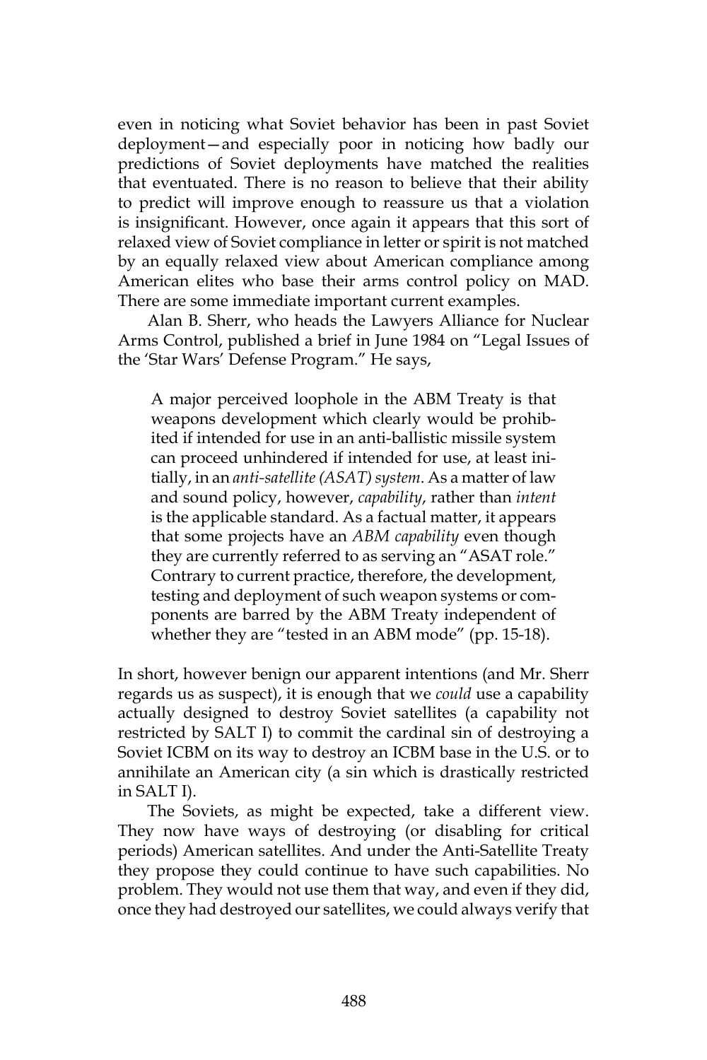even in noticing what Soviet behavior has been in past Soviet deployment—and especially poor in noticing how badly our predictions of Soviet deployments have matched the realities that eventuated. There is no reason to believe that their ability to predict will improve enough to reassure us that a violation is insignificant. However, once again it appears that this sort of relaxed view of Soviet compliance in letter or spirit is not matched by an equally relaxed view about American compliance among American elites who base their arms control policy on MAD. There are some immediate important current examples.

Alan B. Sherr, who heads the Lawyers Alliance for Nuclear Arms Control, published a brief in June 1984 on "Legal Issues of the 'Star Wars' Defense Program." He says,

> A major perceived loophole in the ABM Treaty is that weapons development which clearly would be prohibited if intended for use in an anti-ballistic missile system can proceed unhindered if intended for use, at least initially, in an *anti-satellite (ASAT) system*. As a matter of law and sound policy, however, *capability*, rather than *intent* is the applicable standard. As a factual matter, it appears that some projects have an *ABM capability* even though they are currently referred to as serving an "ASAT role." Contrary to current practice, therefore, the development, testing and deployment of such weapon systems or components are barred by the ABM Treaty independent of whether they are "tested in an ABM mode" (pp. 15-18).

In short, however benign our apparent intentions (and Mr. Sherr regards us as suspect), it is enough that we *could* use a capability actually designed to destroy Soviet satellites (a capability not restricted by SALT I) to commit the cardinal sin of destroying a Soviet ICBM on its way to destroy an ICBM base in the U.S. or to annihilate an American city (a sin which is drastically restricted in SALT I).

The Soviets, as might be expected, take a different view. They now have ways of destroying (or disabling for critical periods) American satellites. And under the Anti-Satellite Treaty they propose they could continue to have such capabilities. No problem. They would not use them that way, and even if they did, once they had destroyed our satellites, we could always verify that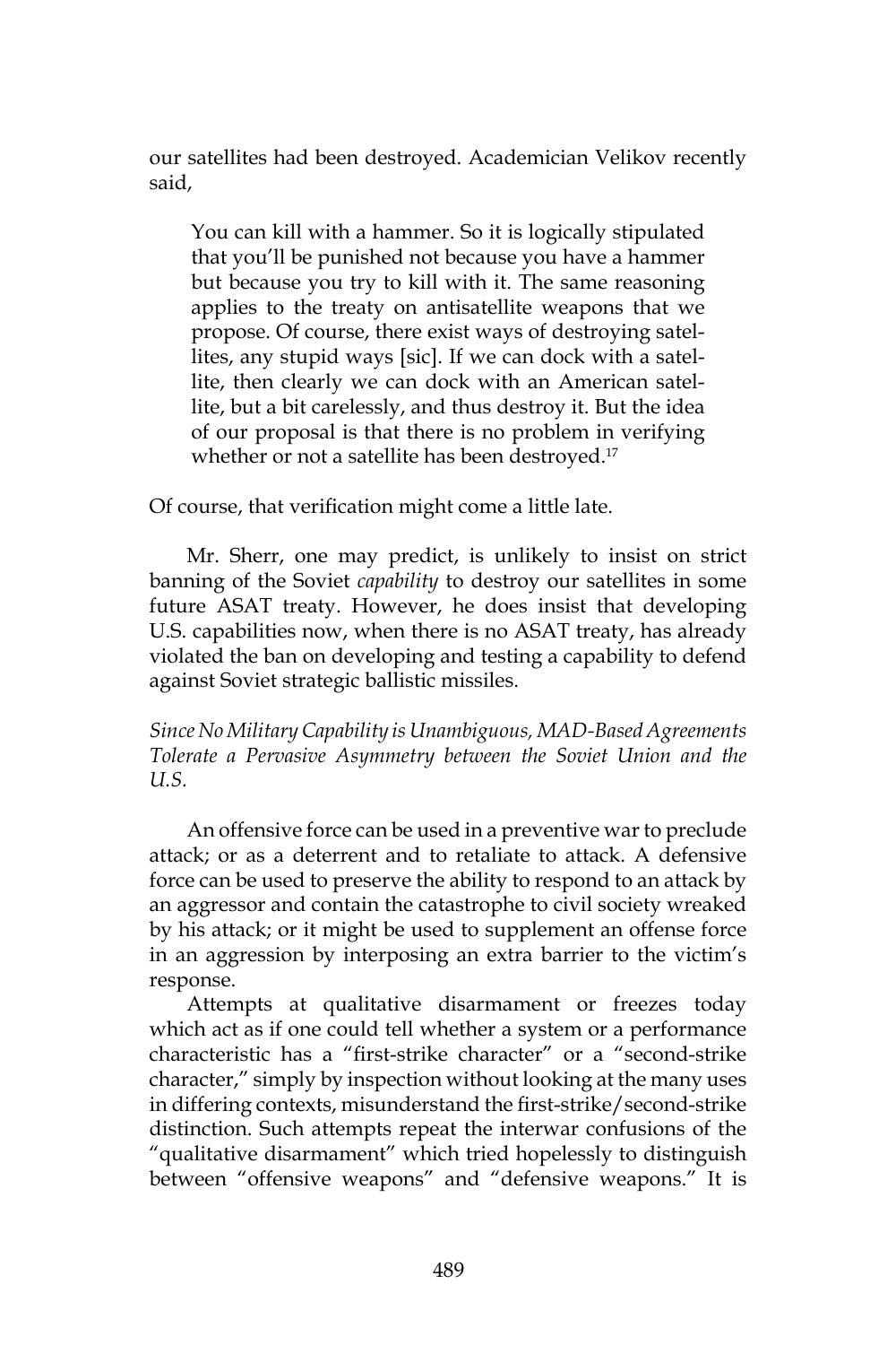our satellites had been destroyed. Academician Velikov recently said,

> You can kill with a hammer. So it is logically stipulated that you'll be punished not because you have a hammer but because you try to kill with it. The same reasoning applies to the treaty on antisatellite weapons that we propose. Of course, there exist ways of destroying satellites, any stupid ways [sic]. If we can dock with a satellite, then clearly we can dock with an American satellite, but a bit carelessly, and thus destroy it. But the idea of our proposal is that there is no problem in verifying whether or not a satellite has been destroyed.[17]

Of course, that verification might come a little late.

Mr. Sherr, one may predict, is unlikely to insist on strict banning of the Soviet *capability* to destroy our satellites in some future ASAT treaty. However, he does insist that developing U.S. capabilities now, when there is no ASAT treaty, has already violated the ban on developing and testing a capability to defend against Soviet strategic ballistic missiles.

*Since No Military Capability is Unambiguous, MAD-Based Agreements Tolerate a Pervasive Asymmetry between the Soviet Union and the U.S.*

An offensive force can be used in a preventive war to preclude attack; or as a deterrent and to retaliate to attack. A defensive force can be used to preserve the ability to respond to an attack by an aggressor and contain the catastrophe to civil society wreaked by his attack; or it might be used to supplement an offense force in an aggression by interposing an extra barrier to the victim's response.

Attempts at qualitative disarmament or freezes today which act as if one could tell whether a system or a performance characteristic has a "first-strike character" or a "second-strike character," simply by inspection without looking at the many uses in differing contexts, misunderstand the first-strike/second-strike distinction. Such attempts repeat the interwar confusions of the "qualitative disarmament" which tried hopelessly to distinguish between "offensive weapons" and "defensive weapons." It is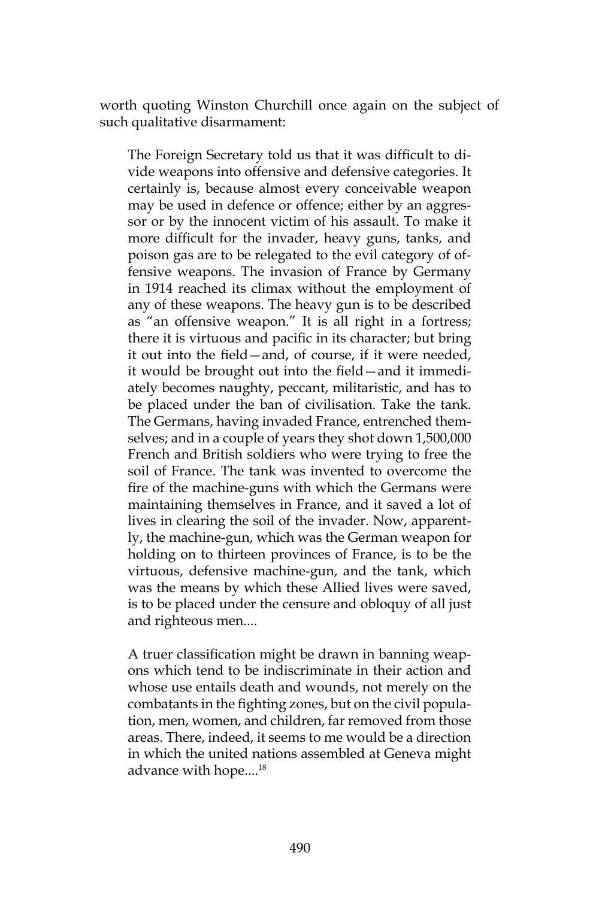worth quoting Winston Churchill once again on the subject of such qualitative disarmament:

> The Foreign Secretary told us that it was difficult to divide weapons into offensive and defensive categories. It certainly is, because almost every conceivable weapon may be used in defence or offence; either by an aggressor or by the innocent victim of his assault. To make it more difficult for the invader, heavy guns, tanks, and poison gas are to be relegated to the evil category of offensive weapons. The invasion of France by Germany in 1914 reached its climax without the employment of any of these weapons. The heavy gun is to be described as "an offensive weapon." It is all right in a fortress; there it is virtuous and pacific in its character; but bring it out into the field—and, of course, if it were needed, it would be brought out into the field—and it immediately becomes naughty, peccant, militaristic, and has to be placed under the ban of civilisation. Take the tank. The Germans, having invaded France, entrenched themselves; and in a couple of years they shot down 1,500,000 French and British soldiers who were trying to free the soil of France. The tank was invented to overcome the fire of the machine-guns with which the Germans were maintaining themselves in France, and it saved a lot of lives in clearing the soil of the invader. Now, apparently, the machine-gun, which was the German weapon for holding on to thirteen provinces of France, is to be the virtuous, defensive machine-gun, and the tank, which was the means by which these Allied lives were saved, is to be placed under the censure and obloquy of all just and righteous men....
>
> A truer classification might be drawn in banning weapons which tend to be indiscriminate in their action and whose use entails death and wounds, not merely on the combatants in the fighting zones, but on the civil population, men, women, and children, far removed from those areas. There, indeed, it seems to me would be a direction in which the united nations assembled at Geneva might advance with hope....[18]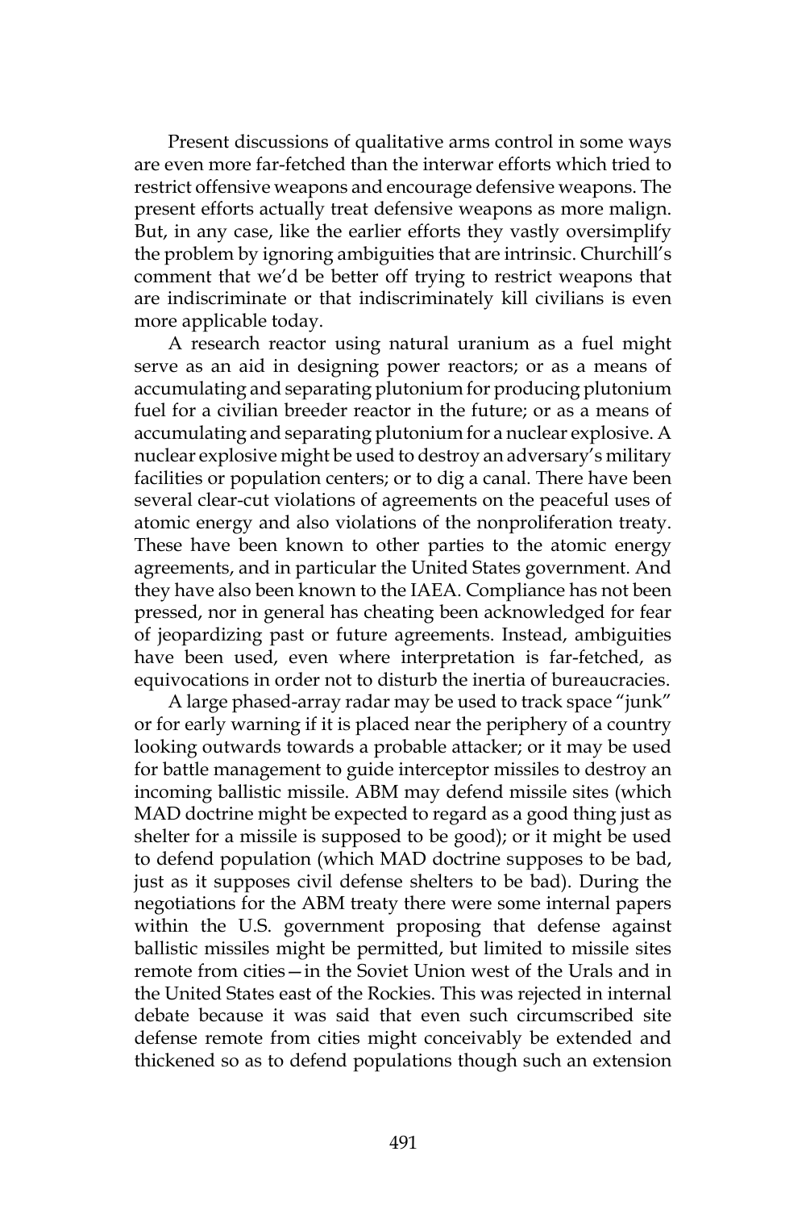Present discussions of qualitative arms control in some ways are even more far-fetched than the interwar efforts which tried to restrict offensive weapons and encourage defensive weapons. The present efforts actually treat defensive weapons as more malign. But, in any case, like the earlier efforts they vastly oversimplify the problem by ignoring ambiguities that are intrinsic. Churchill's comment that we'd be better off trying to restrict weapons that are indiscriminate or that indiscriminately kill civilians is even more applicable today.

A research reactor using natural uranium as a fuel might serve as an aid in designing power reactors; or as a means of accumulating and separating plutonium for producing plutonium fuel for a civilian breeder reactor in the future; or as a means of accumulating and separating plutonium for a nuclear explosive. A nuclear explosive might be used to destroy an adversary's military facilities or population centers; or to dig a canal. There have been several clear-cut violations of agreements on the peaceful uses of atomic energy and also violations of the nonproliferation treaty. These have been known to other parties to the atomic energy agreements, and in particular the United States government. And they have also been known to the IAEA. Compliance has not been pressed, nor in general has cheating been acknowledged for fear of jeopardizing past or future agreements. Instead, ambiguities have been used, even where interpretation is far-fetched, as equivocations in order not to disturb the inertia of bureaucracies.

A large phased-array radar may be used to track space "junk" or for early warning if it is placed near the periphery of a country looking outwards towards a probable attacker; or it may be used for battle management to guide interceptor missiles to destroy an incoming ballistic missile. ABM may defend missile sites (which MAD doctrine might be expected to regard as a good thing just as shelter for a missile is supposed to be good); or it might be used to defend population (which MAD doctrine supposes to be bad, just as it supposes civil defense shelters to be bad). During the negotiations for the ABM treaty there were some internal papers within the U.S. government proposing that defense against ballistic missiles might be permitted, but limited to missile sites remote from cities—in the Soviet Union west of the Urals and in the United States east of the Rockies. This was rejected in internal debate because it was said that even such circumscribed site defense remote from cities might conceivably be extended and thickened so as to defend populations though such an extension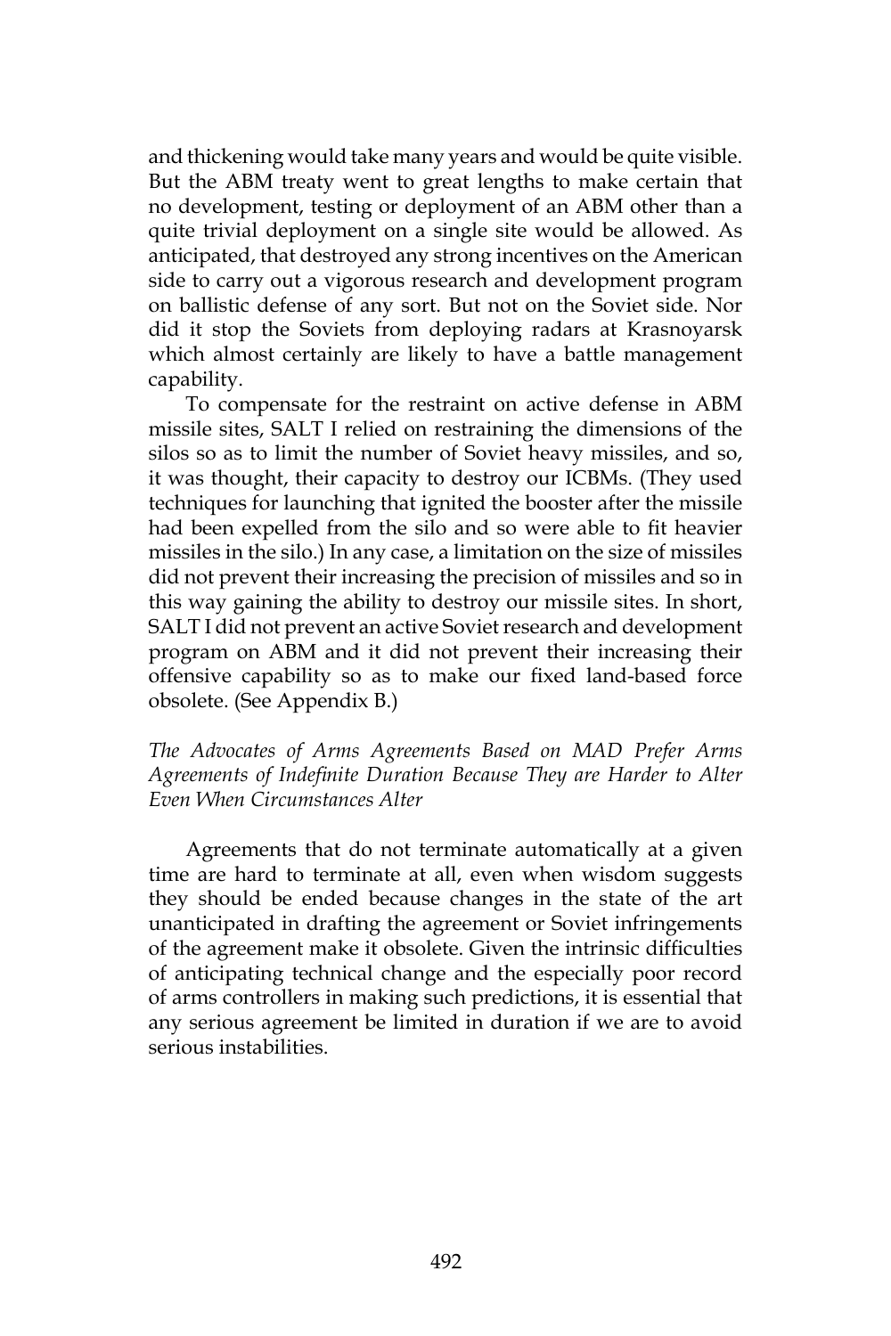and thickening would take many years and would be quite visible. But the ABM treaty went to great lengths to make certain that no development, testing or deployment of an ABM other than a quite trivial deployment on a single site would be allowed. As anticipated, that destroyed any strong incentives on the American side to carry out a vigorous research and development program on ballistic defense of any sort. But not on the Soviet side. Nor did it stop the Soviets from deploying radars at Krasnoyarsk which almost certainly are likely to have a battle management capability.

To compensate for the restraint on active defense in ABM missile sites, SALT I relied on restraining the dimensions of the silos so as to limit the number of Soviet heavy missiles, and so, it was thought, their capacity to destroy our ICBMs. (They used techniques for launching that ignited the booster after the missile had been expelled from the silo and so were able to fit heavier missiles in the silo.) In any case, a limitation on the size of missiles did not prevent their increasing the precision of missiles and so in this way gaining the ability to destroy our missile sites. In short, SALT I did not prevent an active Soviet research and development program on ABM and it did not prevent their increasing their offensive capability so as to make our fixed land-based force obsolete. (See Appendix B.)

*The Advocates of Arms Agreements Based on MAD Prefer Arms Agreements of Indefinite Duration Because They are Harder to Alter Even When Circumstances Alter*

Agreements that do not terminate automatically at a given time are hard to terminate at all, even when wisdom suggests they should be ended because changes in the state of the art unanticipated in drafting the agreement or Soviet infringements of the agreement make it obsolete. Given the intrinsic difficulties of anticipating technical change and the especially poor record of arms controllers in making such predictions, it is essential that any serious agreement be limited in duration if we are to avoid serious instabilities.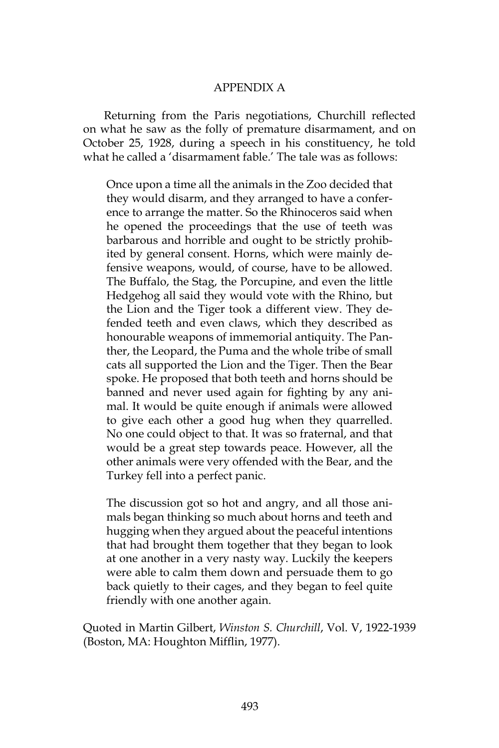# APPENDIX A

Returning from the Paris negotiations, Churchill reflected on what he saw as the folly of premature disarmament, and on October 25, 1928, during a speech in his constituency, he told what he called a 'disarmament fable.' The tale was as follows:

> Once upon a time all the animals in the Zoo decided that they would disarm, and they arranged to have a conference to arrange the matter. So the Rhinoceros said when he opened the proceedings that the use of teeth was barbarous and horrible and ought to be strictly prohibited by general consent. Horns, which were mainly defensive weapons, would, of course, have to be allowed. The Buffalo, the Stag, the Porcupine, and even the little Hedgehog all said they would vote with the Rhino, but the Lion and the Tiger took a different view. They defended teeth and even claws, which they described as honourable weapons of immemorial antiquity. The Panther, the Leopard, the Puma and the whole tribe of small cats all supported the Lion and the Tiger. Then the Bear spoke. He proposed that both teeth and horns should be banned and never used again for fighting by any animal. It would be quite enough if animals were allowed to give each other a good hug when they quarrelled. No one could object to that. It was so fraternal, and that would be a great step towards peace. However, all the other animals were very offended with the Bear, and the Turkey fell into a perfect panic.
>
> The discussion got so hot and angry, and all those animals began thinking so much about horns and teeth and hugging when they argued about the peaceful intentions that had brought them together that they began to look at one another in a very nasty way. Luckily the keepers were able to calm them down and persuade them to go back quietly to their cages, and they began to feel quite friendly with one another again.

Quoted in Martin Gilbert, *Winston S. Churchill*, Vol. V, 1922-1939 (Boston, MA: Houghton Mifflin, 1977).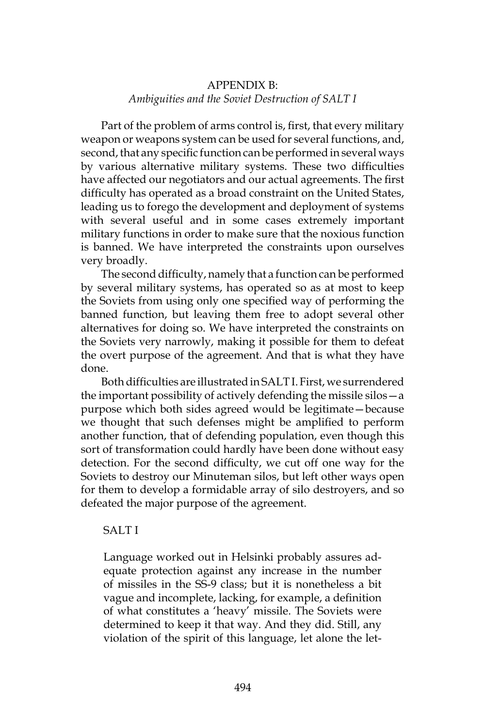## APPENDIX B:
### *Ambiguities and the Soviet Destruction of SALT I*

Part of the problem of arms control is, first, that every military weapon or weapons system can be used for several functions, and, second, that any specific function can be performed in several ways by various alternative military systems. These two difficulties have affected our negotiators and our actual agreements. The first difficulty has operated as a broad constraint on the United States, leading us to forego the development and deployment of systems with several useful and in some cases extremely important military functions in order to make sure that the noxious function is banned. We have interpreted the constraints upon ourselves very broadly.

The second difficulty, namely that a function can be performed by several military systems, has operated so as at most to keep the Soviets from using only one specified way of performing the banned function, but leaving them free to adopt several other alternatives for doing so. We have interpreted the constraints on the Soviets very narrowly, making it possible for them to defeat the overt purpose of the agreement. And that is what they have done.

Both difficulties are illustrated in SALT I. First, we surrendered the important possibility of actively defending the missile silos—a purpose which both sides agreed would be legitimate—because we thought that such defenses might be amplified to perform another function, that of defending population, even though this sort of transformation could hardly have been done without easy detection. For the second difficulty, we cut off one way for the Soviets to destroy our Minuteman silos, but left other ways open for them to develop a formidable array of silo destroyers, and so defeated the major purpose of the agreement.

SALT I

> Language worked out in Helsinki probably assures adequate protection against any increase in the number of missiles in the SS-9 class; but it is nonetheless a bit vague and incomplete, lacking, for example, a definition of what constitutes a 'heavy' missile. The Soviets were determined to keep it that way. And they did. Still, any violation of the spirit of this language, let alone the let-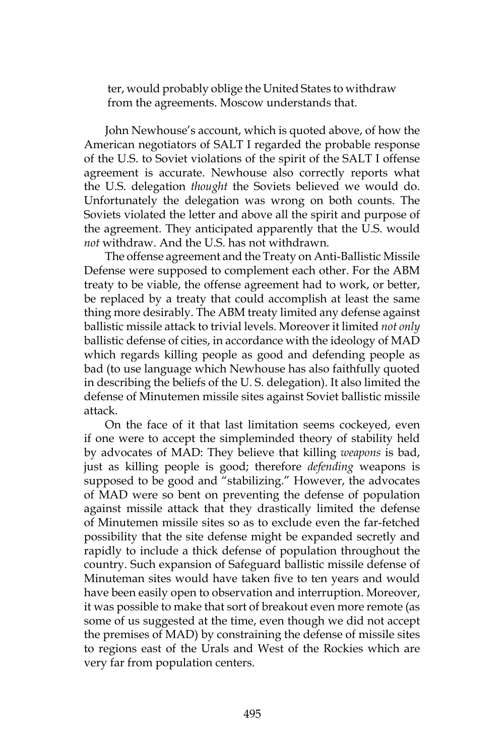ter, would probably oblige the United States to withdraw from the agreements. Moscow understands that.

John Newhouse's account, which is quoted above, of how the American negotiators of SALT I regarded the probable response of the U.S. to Soviet violations of the spirit of the SALT I offense agreement is accurate. Newhouse also correctly reports what the U.S. delegation *thought* the Soviets believed we would do. Unfortunately the delegation was wrong on both counts. The Soviets violated the letter and above all the spirit and purpose of the agreement. They anticipated apparently that the U.S. would *not* withdraw. And the U.S. has not withdrawn.

The offense agreement and the Treaty on Anti-Ballistic Missile Defense were supposed to complement each other. For the ABM treaty to be viable, the offense agreement had to work, or better, be replaced by a treaty that could accomplish at least the same thing more desirably. The ABM treaty limited any defense against ballistic missile attack to trivial levels. Moreover it limited *not only* ballistic defense of cities, in accordance with the ideology of MAD which regards killing people as good and defending people as bad (to use language which Newhouse has also faithfully quoted in describing the beliefs of the U. S. delegation). It also limited the defense of Minutemen missile sites against Soviet ballistic missile attack.

On the face of it that last limitation seems cockeyed, even if one were to accept the simpleminded theory of stability held by advocates of MAD: They believe that killing *weapons* is bad, just as killing people is good; therefore *defending* weapons is supposed to be good and "stabilizing." However, the advocates of MAD were so bent on preventing the defense of population against missile attack that they drastically limited the defense of Minutemen missile sites so as to exclude even the far-fetched possibility that the site defense might be expanded secretly and rapidly to include a thick defense of population throughout the country. Such expansion of Safeguard ballistic missile defense of Minuteman sites would have taken five to ten years and would have been easily open to observation and interruption. Moreover, it was possible to make that sort of breakout even more remote (as some of us suggested at the time, even though we did not accept the premises of MAD) by constraining the defense of missile sites to regions east of the Urals and West of the Rockies which are very far from population centers.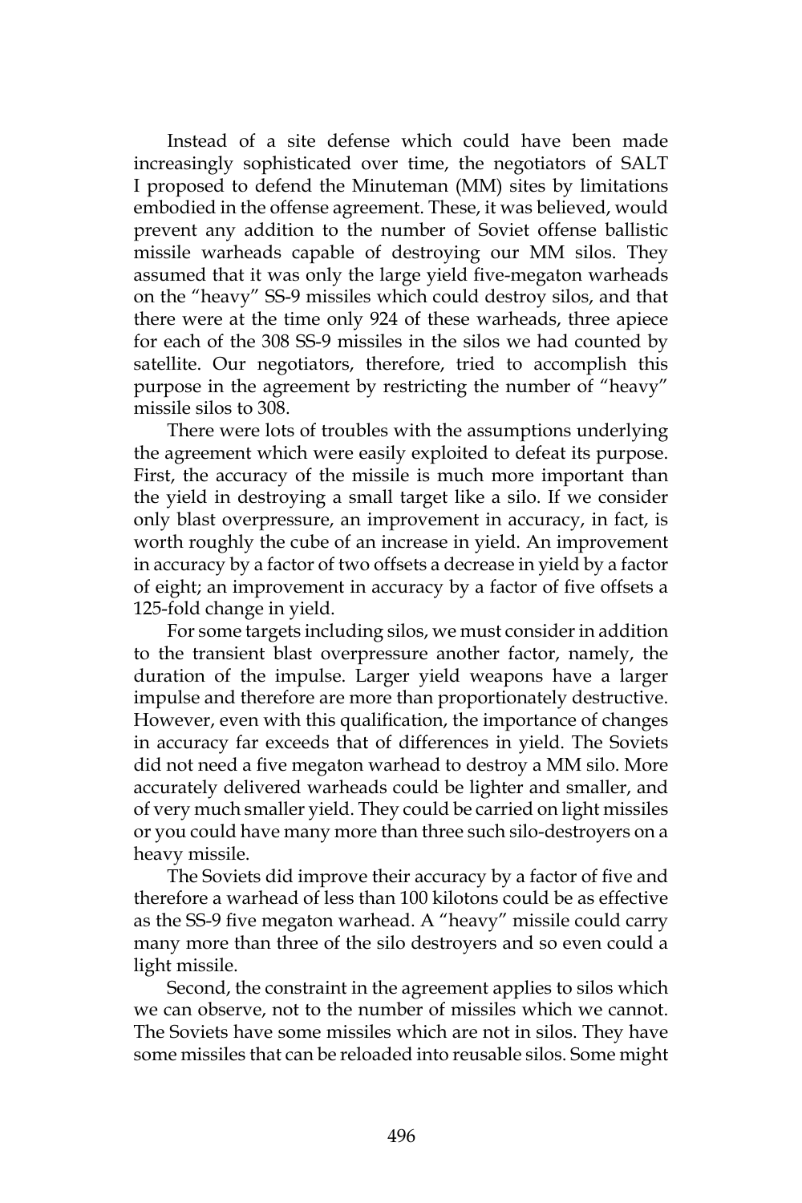Instead of a site defense which could have been made increasingly sophisticated over time, the negotiators of SALT I proposed to defend the Minuteman (MM) sites by limitations embodied in the offense agreement. These, it was believed, would prevent any addition to the number of Soviet offense ballistic missile warheads capable of destroying our MM silos. They assumed that it was only the large yield five-megaton warheads on the "heavy" SS-9 missiles which could destroy silos, and that there were at the time only 924 of these warheads, three apiece for each of the 308 SS-9 missiles in the silos we had counted by satellite. Our negotiators, therefore, tried to accomplish this purpose in the agreement by restricting the number of "heavy" missile silos to 308.

There were lots of troubles with the assumptions underlying the agreement which were easily exploited to defeat its purpose. First, the accuracy of the missile is much more important than the yield in destroying a small target like a silo. If we consider only blast overpressure, an improvement in accuracy, in fact, is worth roughly the cube of an increase in yield. An improvement in accuracy by a factor of two offsets a decrease in yield by a factor of eight; an improvement in accuracy by a factor of five offsets a 125-fold change in yield.

For some targets including silos, we must consider in addition to the transient blast overpressure another factor, namely, the duration of the impulse. Larger yield weapons have a larger impulse and therefore are more than proportionately destructive. However, even with this qualification, the importance of changes in accuracy far exceeds that of differences in yield. The Soviets did not need a five megaton warhead to destroy a MM silo. More accurately delivered warheads could be lighter and smaller, and of very much smaller yield. They could be carried on light missiles or you could have many more than three such silo-destroyers on a heavy missile.

The Soviets did improve their accuracy by a factor of five and therefore a warhead of less than 100 kilotons could be as effective as the SS-9 five megaton warhead. A "heavy" missile could carry many more than three of the silo destroyers and so even could a light missile.

Second, the constraint in the agreement applies to silos which we can observe, not to the number of missiles which we cannot. The Soviets have some missiles which are not in silos. They have some missiles that can be reloaded into reusable silos. Some might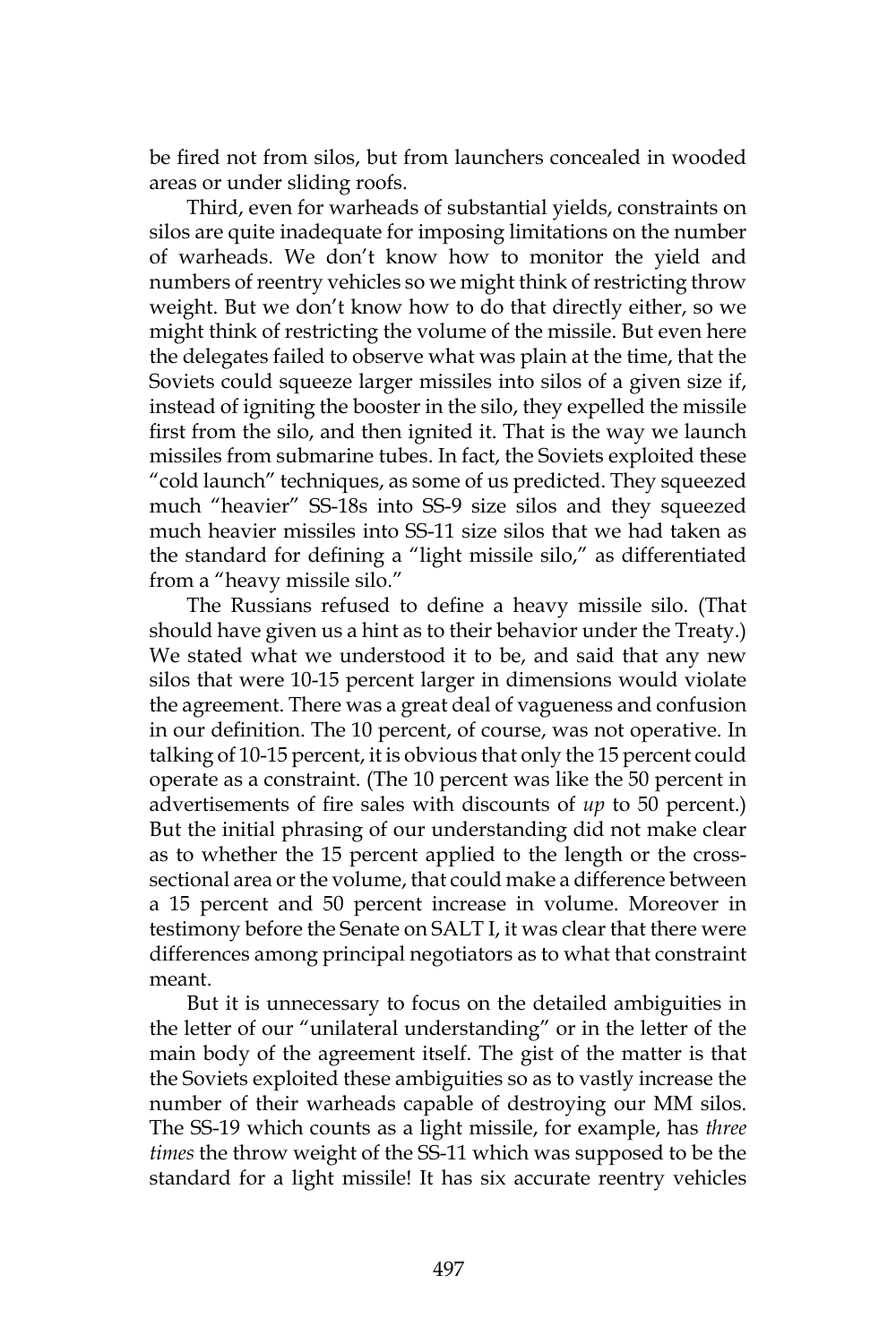be fired not from silos, but from launchers concealed in wooded areas or under sliding roofs.

Third, even for warheads of substantial yields, constraints on silos are quite inadequate for imposing limitations on the number of warheads. We don't know how to monitor the yield and numbers of reentry vehicles so we might think of restricting throw weight. But we don't know how to do that directly either, so we might think of restricting the volume of the missile. But even here the delegates failed to observe what was plain at the time, that the Soviets could squeeze larger missiles into silos of a given size if, instead of igniting the booster in the silo, they expelled the missile first from the silo, and then ignited it. That is the way we launch missiles from submarine tubes. In fact, the Soviets exploited these "cold launch" techniques, as some of us predicted. They squeezed much "heavier" SS-18s into SS-9 size silos and they squeezed much heavier missiles into SS-11 size silos that we had taken as the standard for defining a "light missile silo," as differentiated from a "heavy missile silo."

The Russians refused to define a heavy missile silo. (That should have given us a hint as to their behavior under the Treaty.) We stated what we understood it to be, and said that any new silos that were 10-15 percent larger in dimensions would violate the agreement. There was a great deal of vagueness and confusion in our definition. The 10 percent, of course, was not operative. In talking of 10-15 percent, it is obvious that only the 15 percent could operate as a constraint. (The 10 percent was like the 50 percent in advertisements of fire sales with discounts of *up* to 50 percent.) But the initial phrasing of our understanding did not make clear as to whether the 15 percent applied to the length or the cross-sectional area or the volume, that could make a difference between a 15 percent and 50 percent increase in volume. Moreover in testimony before the Senate on SALT I, it was clear that there were differences among principal negotiators as to what that constraint meant.

But it is unnecessary to focus on the detailed ambiguities in the letter of our "unilateral understanding" or in the letter of the main body of the agreement itself. The gist of the matter is that the Soviets exploited these ambiguities so as to vastly increase the number of their warheads capable of destroying our MM silos. The SS-19 which counts as a light missile, for example, has *three times* the throw weight of the SS-11 which was supposed to be the standard for a light missile! It has six accurate reentry vehicles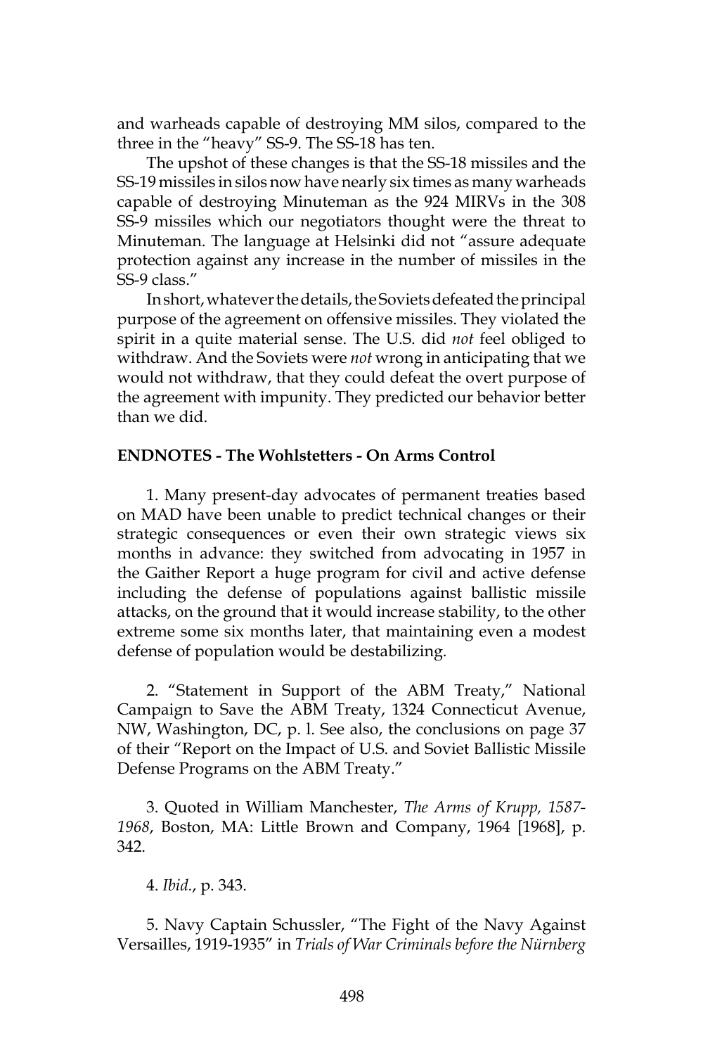and warheads capable of destroying MM silos, compared to the three in the "heavy" SS-9. The SS-18 has ten.

The upshot of these changes is that the SS-18 missiles and the SS-19 missiles in silos now have nearly six times as many warheads capable of destroying Minuteman as the 924 MIRVs in the 308 SS-9 missiles which our negotiators thought were the threat to Minuteman. The language at Helsinki did not "assure adequate protection against any increase in the number of missiles in the SS-9 class."

In short, whatever the details, the Soviets defeated the principal purpose of the agreement on offensive missiles. They violated the spirit in a quite material sense. The U.S. did *not* feel obliged to withdraw. And the Soviets were *not* wrong in anticipating that we would not withdraw, that they could defeat the overt purpose of the agreement with impunity. They predicted our behavior better than we did.

**ENDNOTES - The Wohlstetters - On Arms Control**

1. Many present-day advocates of permanent treaties based on MAD have been unable to predict technical changes or their strategic consequences or even their own strategic views six months in advance: they switched from advocating in 1957 in the Gaither Report a huge program for civil and active defense including the defense of populations against ballistic missile attacks, on the ground that it would increase stability, to the other extreme some six months later, that maintaining even a modest defense of population would be destabilizing.

2. "Statement in Support of the ABM Treaty," National Campaign to Save the ABM Treaty, 1324 Connecticut Avenue, NW, Washington, DC, p. l. See also, the conclusions on page 37 of their "Report on the Impact of U.S. and Soviet Ballistic Missile Defense Programs on the ABM Treaty."

3. Quoted in William Manchester, *The Arms of Krupp, 1587-1968*, Boston, MA: Little Brown and Company, 1964 [1968], p. 342.

4. *Ibid*., p. 343.

5. Navy Captain Schussler, "The Fight of the Navy Against Versailles, 1919-1935" in *Trials of War Criminals before the Nürnberg*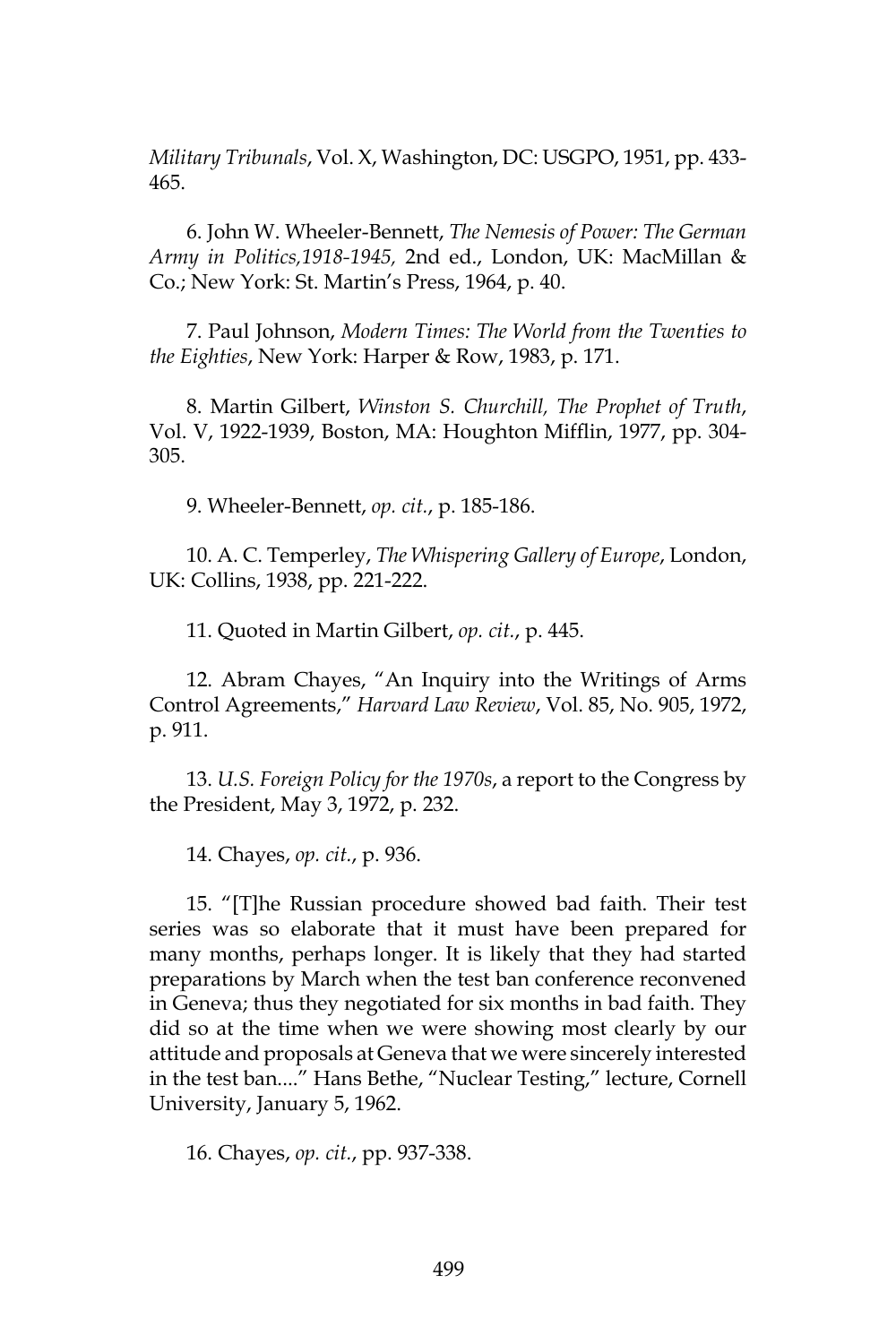*Military Tribunals*, Vol. X, Washington, DC: USGPO, 1951, pp. 433-465.

6. John W. Wheeler-Bennett, *The Nemesis of Power: The German Army in Politics,1918-1945,* 2nd ed., London, UK: MacMillan & Co.; New York: St. Martin's Press, 1964, p. 40.

7. Paul Johnson, *Modern Times: The World from the Twenties to the Eighties*, New York: Harper & Row, 1983, p. 171.

8. Martin Gilbert, *Winston S. Churchill, The Prophet of Truth*, Vol. V, 1922-1939, Boston, MA: Houghton Mifflin, 1977, pp. 304-305.

9. Wheeler-Bennett, *op. cit.*, p. 185-186.

10. A. C. Temperley, *The Whispering Gallery of Europe*, London, UK: Collins, 1938, pp. 221-222.

11. Quoted in Martin Gilbert, *op. cit.*, p. 445.

12. Abram Chayes, "An Inquiry into the Writings of Arms Control Agreements," *Harvard Law Review*, Vol. 85, No. 905, 1972, p. 911.

13. *U.S. Foreign Policy for the 1970s*, a report to the Congress by the President, May 3, 1972, p. 232.

14. Chayes, *op. cit.*, p. 936.

15. "[T]he Russian procedure showed bad faith. Their test series was so elaborate that it must have been prepared for many months, perhaps longer. It is likely that they had started preparations by March when the test ban conference reconvened in Geneva; thus they negotiated for six months in bad faith. They did so at the time when we were showing most clearly by our attitude and proposals at Geneva that we were sincerely interested in the test ban...." Hans Bethe, "Nuclear Testing," lecture, Cornell University, January 5, 1962.

16. Chayes, *op. cit.*, pp. 937-338.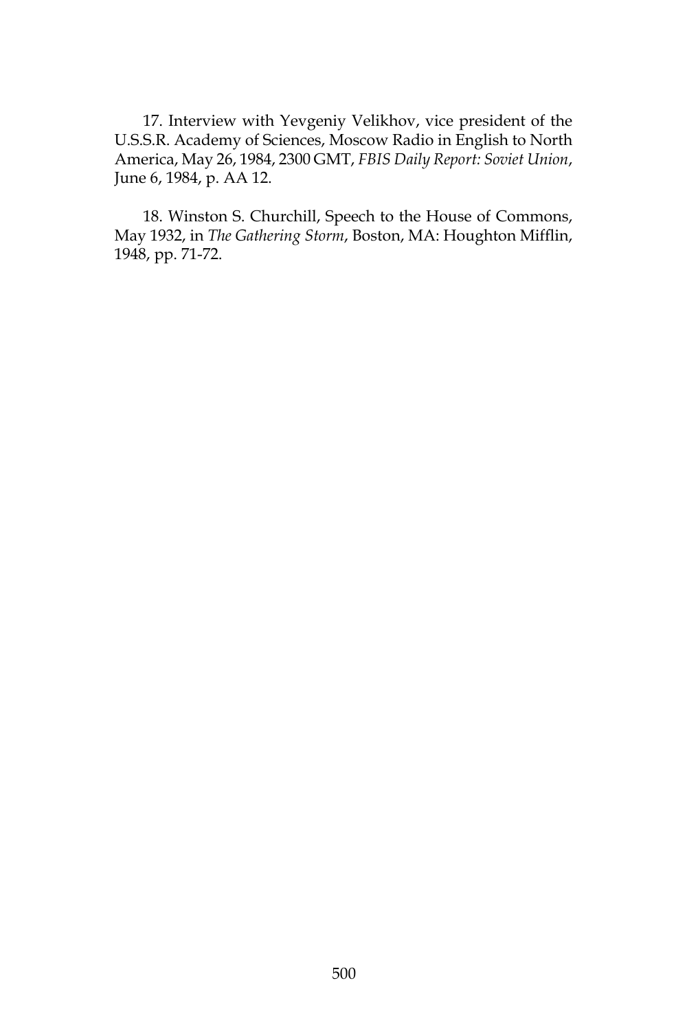17. Interview with Yevgeniy Velikhov, vice president of the U.S.S.R. Academy of Sciences, Moscow Radio in English to North America, May 26, 1984, 2300 GMT, *FBIS Daily Report: Soviet Union*, June 6, 1984, p. AA 12.

18. Winston S. Churchill, Speech to the House of Commons, May 1932, in *The Gathering Storm*, Boston, MA: Houghton Mifflin, 1948, pp. 71-72.